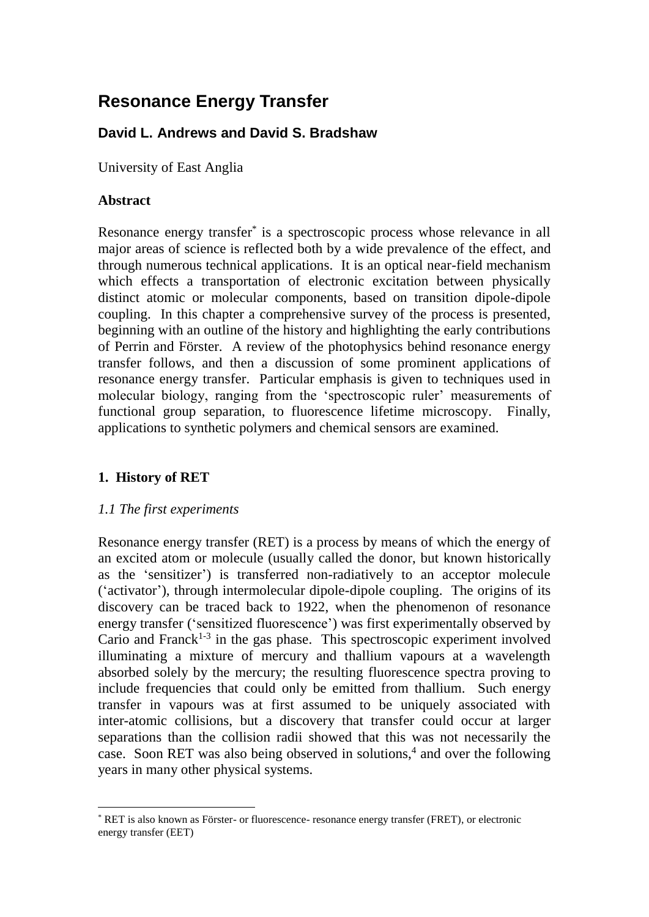# Resonance Energy Transfer

## David L. Andrews and David S. Bradshaw

University of East Anglia

### Abstract

Resonance energy transfer* is a spectroscopic process whose relevance in all major areas of science is reflected both by a wide prevalence of the effect, and through numerous technical applications. It is an optical near-field mechanism which effects a transportation of electronic excitation between physically distinct atomic or molecular components, based on transition dipole-dipole coupling. In this chapter a comprehensive survey of the process is presented, beginning with an outline of the history and highlighting the early contributions of Perrin and Förster. A review of the photophysics behind resonance energy transfer follows, and then a discussion of some prominent applications of resonance energy transfer. Particular emphasis is given to techniques used in molecular biology, ranging from the 'spectroscopic ruler' measurements of functional group separation, to fluorescence lifetime microscopy. Finally, applications to synthetic polymers and chemical sensors are examined.

## 1. History of RET

### *1.1 The first experiments*

Resonance energy transfer (RET) is a process by means of which the energy of an excited atom or molecule (usually called the donor, but known historically as the 'sensitizer') is transferred non-radiatively to an acceptor molecule ('activator'), through intermolecular dipole-dipole coupling. The origins of its discovery can be traced back to 1922, when the phenomenon of resonance energy transfer ('sensitized fluorescence') was first experimentally observed by Cario and Franck[1-3] in the gas phase. This spectroscopic experiment involved illuminating a mixture of mercury and thallium vapours at a wavelength absorbed solely by the mercury; the resulting fluorescence spectra proving to include frequencies that could only be emitted from thallium. Such energy transfer in vapours was at first assumed to be uniquely associated with inter-atomic collisions, but a discovery that transfer could occur at larger separations than the collision radii showed that this was not necessarily the case. Soon RET was also being observed in solutions,[4] and over the following years in many other physical systems.

---

* RET is also known as Förster- or fluorescence- resonance energy transfer (FRET), or electronic energy transfer (EET)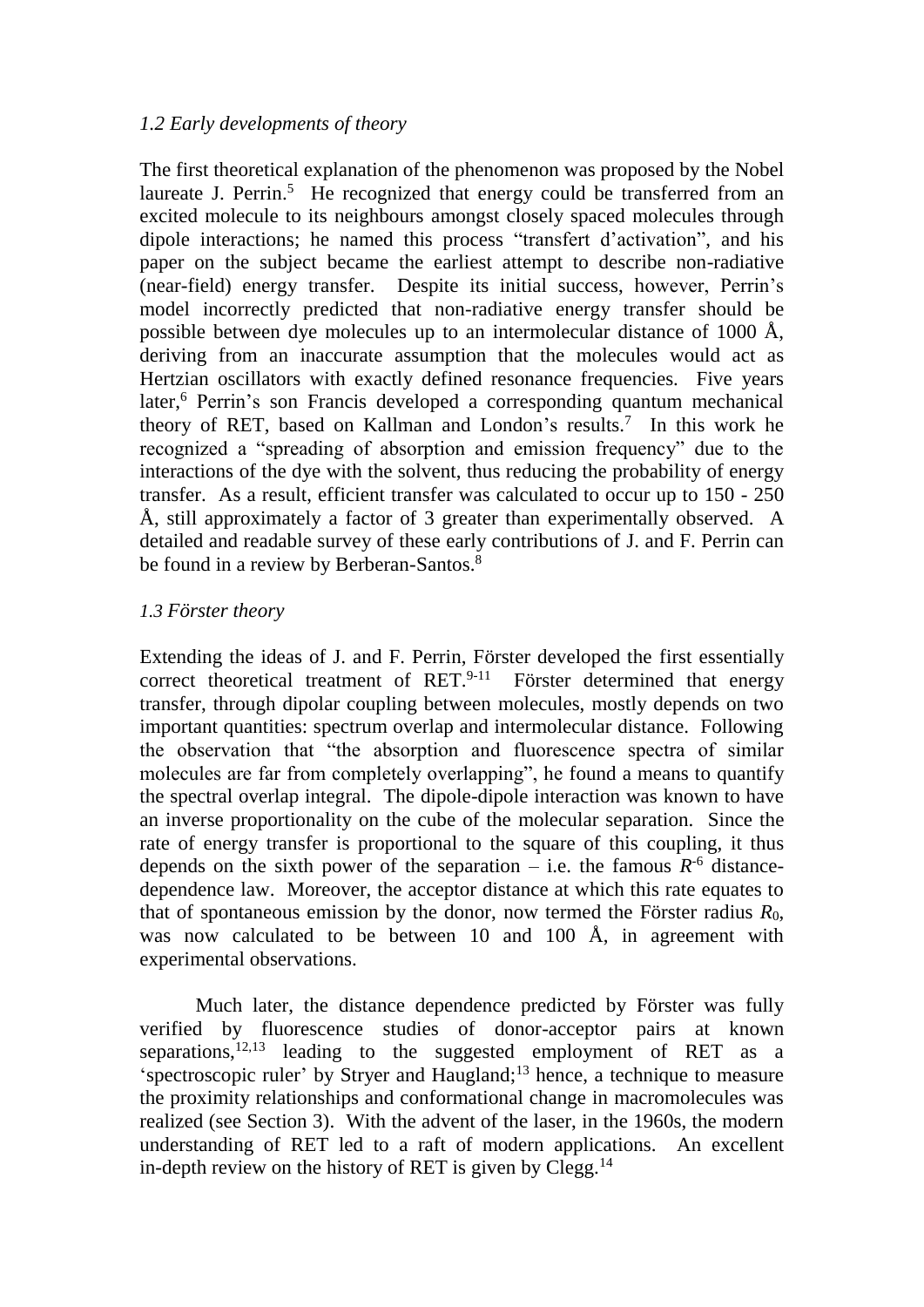### *1.2 Early developments of theory*

The first theoretical explanation of the phenomenon was proposed by the Nobel laureate J. Perrin.[5] He recognized that energy could be transferred from an excited molecule to its neighbours amongst closely spaced molecules through dipole interactions; he named this process "transfert d'activation", and his paper on the subject became the earliest attempt to describe non-radiative (near-field) energy transfer. Despite its initial success, however, Perrin's model incorrectly predicted that non-radiative energy transfer should be possible between dye molecules up to an intermolecular distance of 1000 Å, deriving from an inaccurate assumption that the molecules would act as Hertzian oscillators with exactly defined resonance frequencies. Five years later,[6] Perrin's son Francis developed a corresponding quantum mechanical theory of RET, based on Kallman and London's results.[7] In this work he recognized a "spreading of absorption and emission frequency" due to the interactions of the dye with the solvent, thus reducing the probability of energy transfer. As a result, efficient transfer was calculated to occur up to 150 - 250 Å, still approximately a factor of 3 greater than experimentally observed. A detailed and readable survey of these early contributions of J. and F. Perrin can be found in a review by Berberan-Santos.[8]

### *1.3 Förster theory*

Extending the ideas of J. and F. Perrin, Förster developed the first essentially correct theoretical treatment of RET.[9-11] Förster determined that energy transfer, through dipolar coupling between molecules, mostly depends on two important quantities: spectrum overlap and intermolecular distance. Following the observation that "the absorption and fluorescence spectra of similar molecules are far from completely overlapping", he found a means to quantify the spectral overlap integral. The dipole-dipole interaction was known to have an inverse proportionality on the cube of the molecular separation. Since the rate of energy transfer is proportional to the square of this coupling, it thus depends on the sixth power of the separation – i.e. the famous $R^{-6}$ distance-dependence law. Moreover, the acceptor distance at which this rate equates to that of spontaneous emission by the donor, now termed the Förster radius $R_0$, was now calculated to be between 10 and 100 Å, in agreement with experimental observations.

Much later, the distance dependence predicted by Förster was fully verified by fluorescence studies of donor-acceptor pairs at known separations,[12,13] leading to the suggested employment of RET as a 'spectroscopic ruler' by Stryer and Haugland;[13] hence, a technique to measure the proximity relationships and conformational change in macromolecules was realized (see Section 3). With the advent of the laser, in the 1960s, the modern understanding of RET led to a raft of modern applications. An excellent in-depth review on the history of RET is given by Clegg.[14]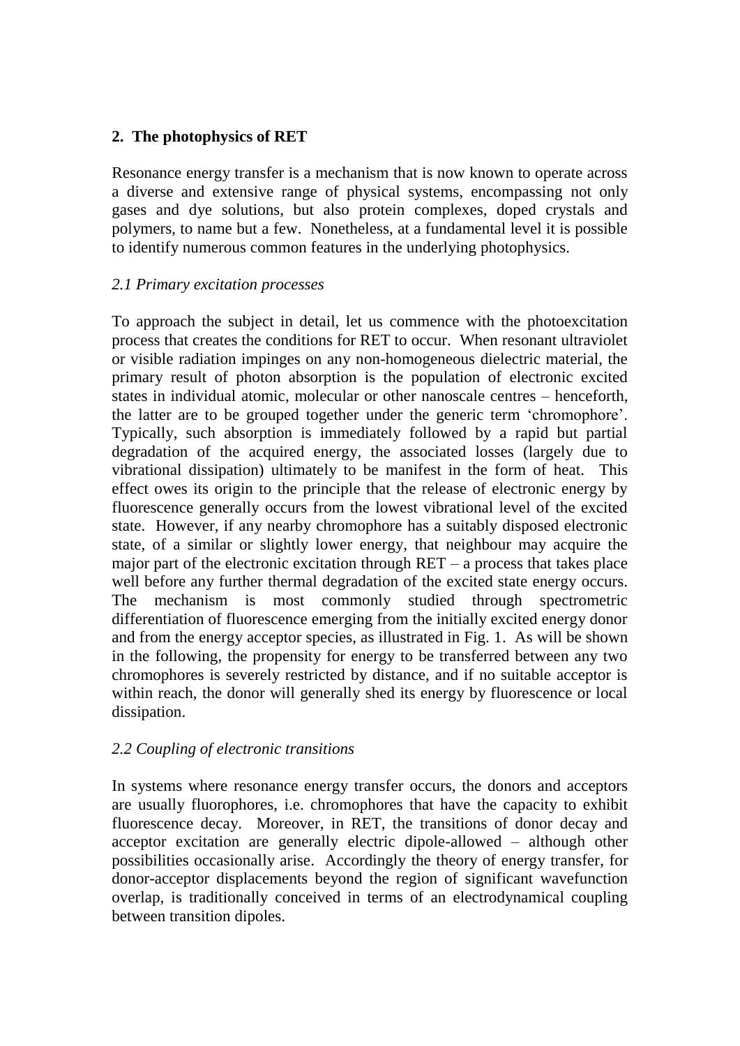## 2. The photophysics of RET

Resonance energy transfer is a mechanism that is now known to operate across a diverse and extensive range of physical systems, encompassing not only gases and dye solutions, but also protein complexes, doped crystals and polymers, to name but a few. Nonetheless, at a fundamental level it is possible to identify numerous common features in the underlying photophysics.

### *2.1 Primary excitation processes*

To approach the subject in detail, let us commence with the photoexcitation process that creates the conditions for RET to occur. When resonant ultraviolet or visible radiation impinges on any non-homogeneous dielectric material, the primary result of photon absorption is the population of electronic excited states in individual atomic, molecular or other nanoscale centres – henceforth, the latter are to be grouped together under the generic term 'chromophore'. Typically, such absorption is immediately followed by a rapid but partial degradation of the acquired energy, the associated losses (largely due to vibrational dissipation) ultimately to be manifest in the form of heat. This effect owes its origin to the principle that the release of electronic energy by fluorescence generally occurs from the lowest vibrational level of the excited state. However, if any nearby chromophore has a suitably disposed electronic state, of a similar or slightly lower energy, that neighbour may acquire the major part of the electronic excitation through RET – a process that takes place well before any further thermal degradation of the excited state energy occurs. The mechanism is most commonly studied through spectrometric differentiation of fluorescence emerging from the initially excited energy donor and from the energy acceptor species, as illustrated in Fig. 1. As will be shown in the following, the propensity for energy to be transferred between any two chromophores is severely restricted by distance, and if no suitable acceptor is within reach, the donor will generally shed its energy by fluorescence or local dissipation.

### *2.2 Coupling of electronic transitions*

In systems where resonance energy transfer occurs, the donors and acceptors are usually fluorophores, i.e. chromophores that have the capacity to exhibit fluorescence decay. Moreover, in RET, the transitions of donor decay and acceptor excitation are generally electric dipole-allowed – although other possibilities occasionally arise. Accordingly the theory of energy transfer, for donor-acceptor displacements beyond the region of significant wavefunction overlap, is traditionally conceived in terms of an electrodynamical coupling between transition dipoles.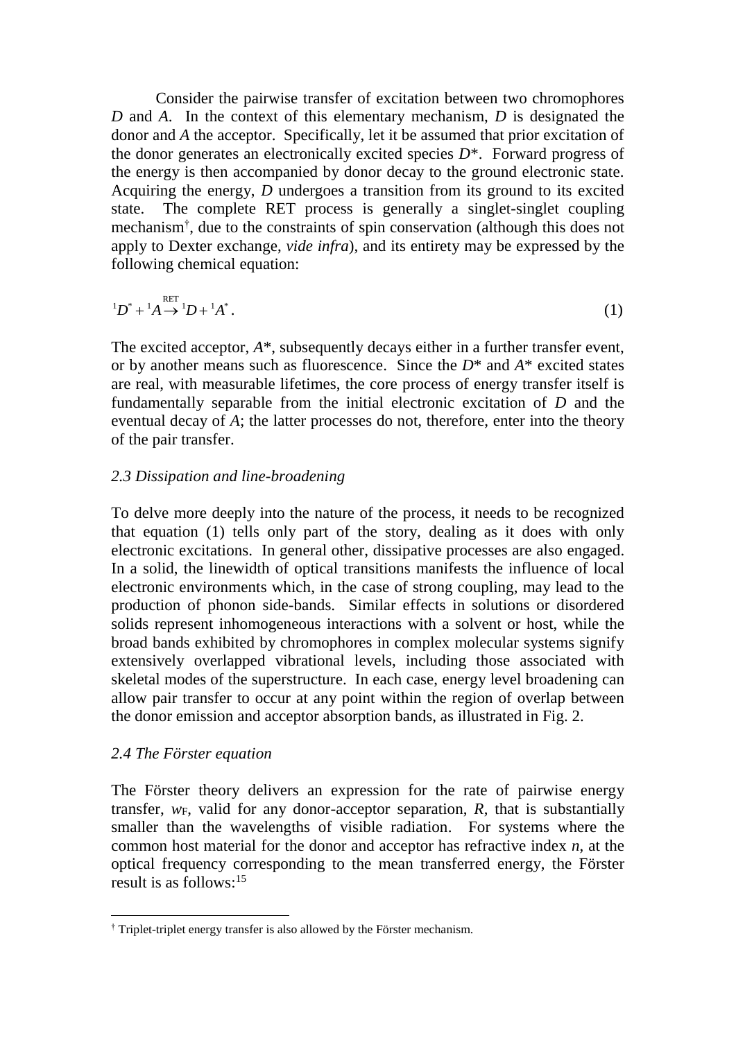Consider the pairwise transfer of excitation between two chromophores *D* and *A*. In the context of this elementary mechanism, *D* is designated the donor and *A* the acceptor. Specifically, let it be assumed that prior excitation of the donor generates an electronically excited species *D*\*. Forward progress of the energy is then accompanied by donor decay to the ground electronic state. Acquiring the energy, *D* undergoes a transition from its ground to its excited state. The complete RET process is generally a singlet-singlet coupling mechanism†, due to the constraints of spin conservation (although this does not apply to Dexter exchange, *vide infra*), and its entirety may be expressed by the following chemical equation:

$$^{1}D^{*} + {}^{1}A \overset{\text{RET}}{\rightarrow} {}^{1}D + {}^{1}A^{*}. \tag{1}$$

The excited acceptor, *A*\*, subsequently decays either in a further transfer event, or by another means such as fluorescence. Since the *D*\* and *A*\* excited states are real, with measurable lifetimes, the core process of energy transfer itself is fundamentally separable from the initial electronic excitation of *D* and the eventual decay of *A*; the latter processes do not, therefore, enter into the theory of the pair transfer.

### *2.3 Dissipation and line-broadening*

To delve more deeply into the nature of the process, it needs to be recognized that equation (1) tells only part of the story, dealing as it does with only electronic excitations. In general other, dissipative processes are also engaged. In a solid, the linewidth of optical transitions manifests the influence of local electronic environments which, in the case of strong coupling, may lead to the production of phonon side-bands. Similar effects in solutions or disordered solids represent inhomogeneous interactions with a solvent or host, while the broad bands exhibited by chromophores in complex molecular systems signify extensively overlapped vibrational levels, including those associated with skeletal modes of the superstructure. In each case, energy level broadening can allow pair transfer to occur at any point within the region of overlap between the donor emission and acceptor absorption bands, as illustrated in Fig. 2.

### *2.4 The Förster equation*

The Förster theory delivers an expression for the rate of pairwise energy transfer, $w_F$, valid for any donor-acceptor separation, *R*, that is substantially smaller than the wavelengths of visible radiation. For systems where the common host material for the donor and acceptor has refractive index *n*, at the optical frequency corresponding to the mean transferred energy, the Förster result is as follows:[15]

---

† Triplet-triplet energy transfer is also allowed by the Förster mechanism.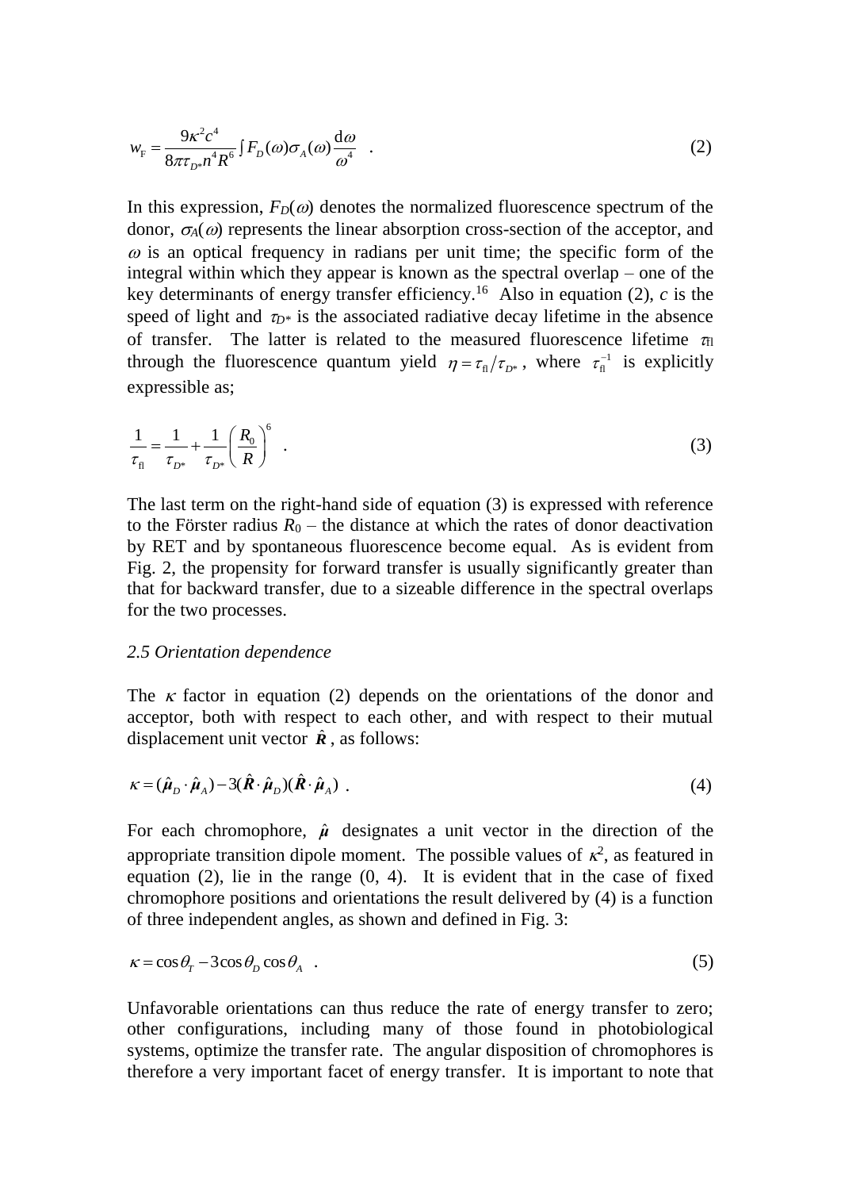$$w_{\mathrm{F}} = \frac{9\kappa^2 c^4}{8\pi\tau_{D^*} n^4 R^6} \int F_D(\omega)\sigma_A(\omega)\frac{\mathrm{d}\omega}{\omega^4} \quad . \tag{2}$$

In this expression, $F_D(\omega)$ denotes the normalized fluorescence spectrum of the donor, $\sigma_A(\omega)$ represents the linear absorption cross-section of the acceptor, and $\omega$ is an optical frequency in radians per unit time; the specific form of the integral within which they appear is known as the spectral overlap – one of the key determinants of energy transfer efficiency.[16] Also in equation (2), $c$ is the speed of light and $\tau_{D^*}$ is the associated radiative decay lifetime in the absence of transfer. The latter is related to the measured fluorescence lifetime $\tau_{\mathrm{fl}}$ through the fluorescence quantum yield $\eta = \tau_{\mathrm{fl}}/\tau_{D^*}$, where $\tau_{\mathrm{fl}}^{-1}$ is explicitly expressible as;

$$\frac{1}{\tau_{\mathrm{fl}}} = \frac{1}{\tau_{D^*}} + \frac{1}{\tau_{D^*}}\left(\frac{R_0}{R}\right)^6 \quad . \tag{3}$$

The last term on the right-hand side of equation (3) is expressed with reference to the Förster radius $R_0$ – the distance at which the rates of donor deactivation by RET and by spontaneous fluorescence become equal. As is evident from Fig. 2, the propensity for forward transfer is usually significantly greater than that for backward transfer, due to a sizeable difference in the spectral overlaps for the two processes.

### *2.5 Orientation dependence*

The $\kappa$ factor in equation (2) depends on the orientations of the donor and acceptor, both with respect to each other, and with respect to their mutual displacement unit vector $\hat{\boldsymbol{R}}$, as follows:

$$\kappa = (\hat{\boldsymbol{\mu}}_D \cdot \hat{\boldsymbol{\mu}}_A) - 3(\hat{\boldsymbol{R}} \cdot \hat{\boldsymbol{\mu}}_D)(\hat{\boldsymbol{R}} \cdot \hat{\boldsymbol{\mu}}_A) \quad . \tag{4}$$

For each chromophore, $\hat{\boldsymbol{\mu}}$ designates a unit vector in the direction of the appropriate transition dipole moment. The possible values of $\kappa^2$, as featured in equation (2), lie in the range (0, 4). It is evident that in the case of fixed chromophore positions and orientations the result delivered by (4) is a function of three independent angles, as shown and defined in Fig. 3:

$$\kappa = \cos\theta_T - 3\cos\theta_D \cos\theta_A \quad . \tag{5}$$

Unfavorable orientations can thus reduce the rate of energy transfer to zero; other configurations, including many of those found in photobiological systems, optimize the transfer rate. The angular disposition of chromophores is therefore a very important facet of energy transfer. It is important to note that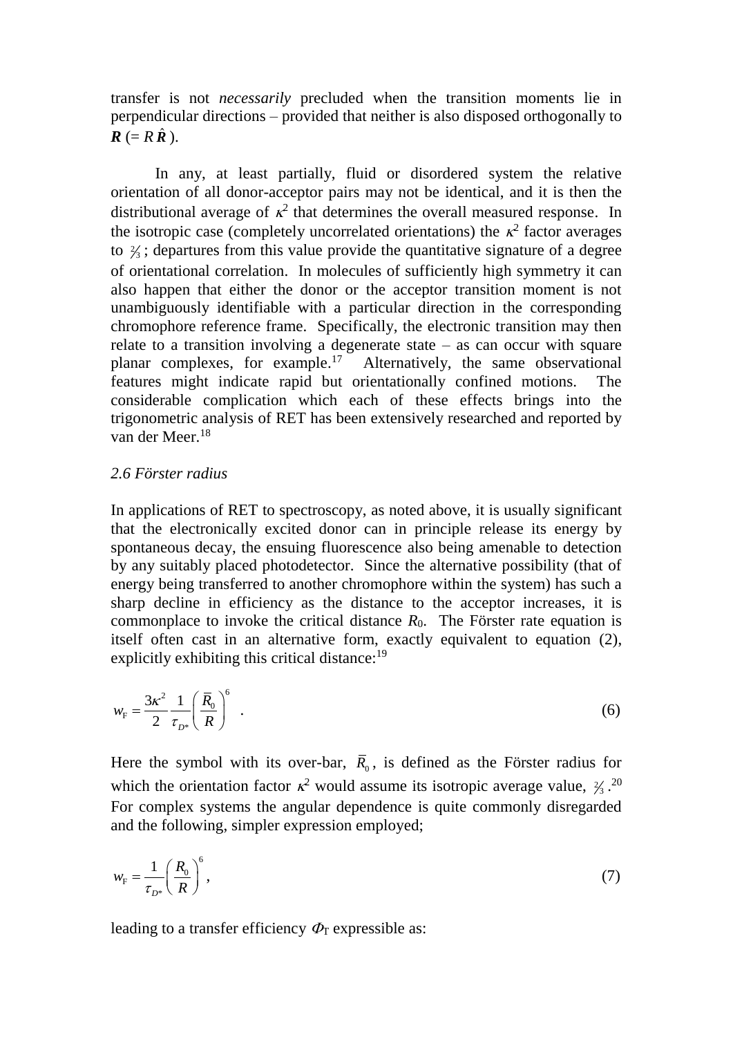transfer is not *necessarily* precluded when the transition moments lie in perpendicular directions – provided that neither is also disposed orthogonally to $\boldsymbol{R}$ ($= R\hat{\boldsymbol{R}}$).

In any, at least partially, fluid or disordered system the relative orientation of all donor-acceptor pairs may not be identical, and it is then the distributional average of $\kappa^2$ that determines the overall measured response. In the isotropic case (completely uncorrelated orientations) the $\kappa^2$ factor averages to $\frac{2}{3}$; departures from this value provide the quantitative signature of a degree of orientational correlation. In molecules of sufficiently high symmetry it can also happen that either the donor or the acceptor transition moment is not unambiguously identifiable with a particular direction in the corresponding chromophore reference frame. Specifically, the electronic transition may then relate to a transition involving a degenerate state – as can occur with square planar complexes, for example.[17] Alternatively, the same observational features might indicate rapid but orientationally confined motions. The considerable complication which each of these effects brings into the trigonometric analysis of RET has been extensively researched and reported by van der Meer.[18]

### *2.6 Förster radius*

In applications of RET to spectroscopy, as noted above, it is usually significant that the electronically excited donor can in principle release its energy by spontaneous decay, the ensuing fluorescence also being amenable to detection by any suitably placed photodetector. Since the alternative possibility (that of energy being transferred to another chromophore within the system) has such a sharp decline in efficiency as the distance to the acceptor increases, it is commonplace to invoke the critical distance $R_0$. The Förster rate equation is itself often cast in an alternative form, exactly equivalent to equation (2), explicitly exhibiting this critical distance:[19]

$$w_{\mathrm{F}} = \frac{3\kappa^2}{2}\frac{1}{\tau_{D^*}}\left(\frac{\bar{R}_0}{R}\right)^6 \quad . \tag{6}$$

Here the symbol with its over-bar, $\bar{R}_0$, is defined as the Förster radius for which the orientation factor $\kappa^2$ would assume its isotropic average value, $\frac{2}{3}$.[20] For complex systems the angular dependence is quite commonly disregarded and the following, simpler expression employed;

$$w_{\mathrm{F}} = \frac{1}{\tau_{D^*}}\left(\frac{R_0}{R}\right)^6 , \tag{7}$$

leading to a transfer efficiency $\Phi_{\mathrm{T}}$ expressible as: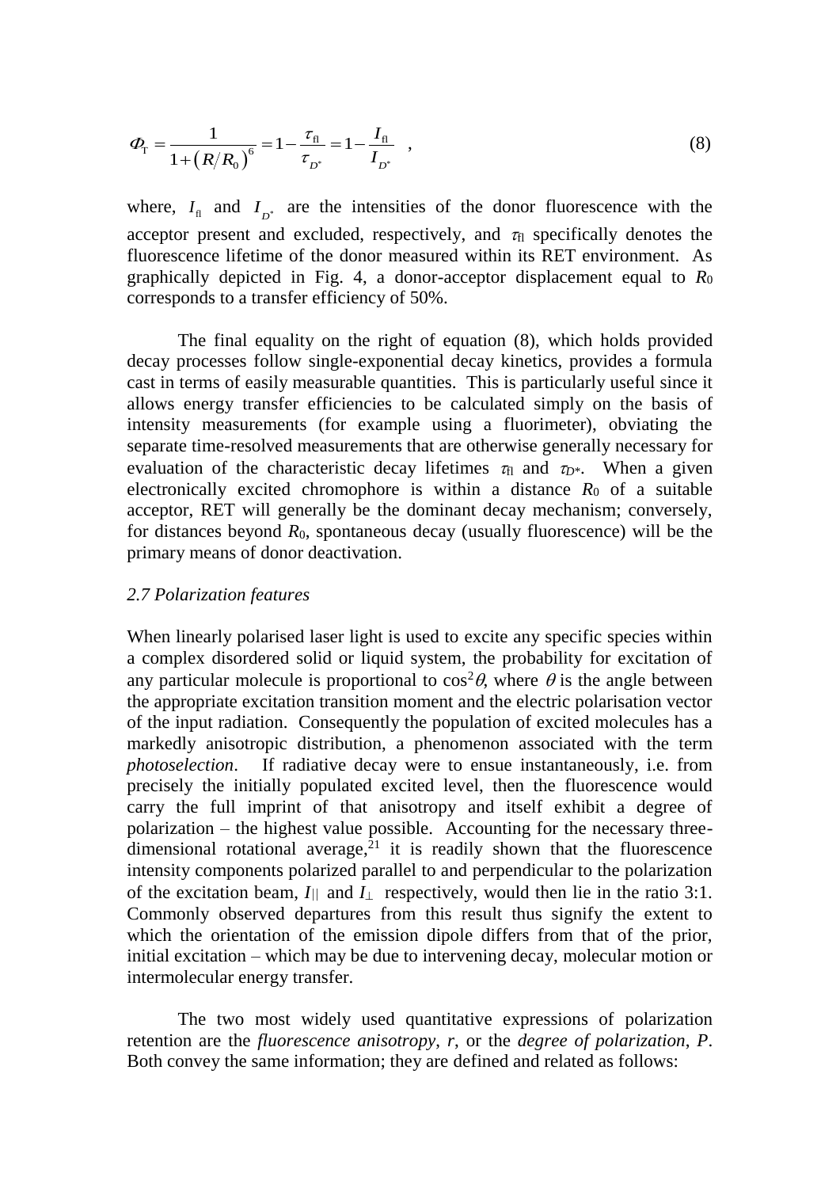$$\Phi_{\mathrm{T}} = \frac{1}{1+\left(R/R_0\right)^6} = 1 - \frac{\tau_{\mathrm{fl}}}{\tau_{D^*}} = 1 - \frac{I_{\mathrm{fl}}}{I_{D^*}} \quad , \tag{8}$$

where, $I_{\mathrm{fl}}$ and $I_{D^*}$ are the intensities of the donor fluorescence with the acceptor present and excluded, respectively, and $\tau_{\mathrm{fl}}$ specifically denotes the fluorescence lifetime of the donor measured within its RET environment. As graphically depicted in Fig. 4, a donor-acceptor displacement equal to $R_0$ corresponds to a transfer efficiency of 50%.

The final equality on the right of equation (8), which holds provided decay processes follow single-exponential decay kinetics, provides a formula cast in terms of easily measurable quantities. This is particularly useful since it allows energy transfer efficiencies to be calculated simply on the basis of intensity measurements (for example using a fluorimeter), obviating the separate time-resolved measurements that are otherwise generally necessary for evaluation of the characteristic decay lifetimes $\tau_{\mathrm{fl}}$ and $\tau_{D^*}$. When a given electronically excited chromophore is within a distance $R_0$ of a suitable acceptor, RET will generally be the dominant decay mechanism; conversely, for distances beyond $R_0$, spontaneous decay (usually fluorescence) will be the primary means of donor deactivation.

### *2.7 Polarization features*

When linearly polarised laser light is used to excite any specific species within a complex disordered solid or liquid system, the probability for excitation of any particular molecule is proportional to $\cos^2\theta$, where $\theta$ is the angle between the appropriate excitation transition moment and the electric polarisation vector of the input radiation. Consequently the population of excited molecules has a markedly anisotropic distribution, a phenomenon associated with the term *photoselection*. If radiative decay were to ensue instantaneously, i.e. from precisely the initially populated excited level, then the fluorescence would carry the full imprint of that anisotropy and itself exhibit a degree of polarization – the highest value possible. Accounting for the necessary three-dimensional rotational average,[21] it is readily shown that the fluorescence intensity components polarized parallel to and perpendicular to the polarization of the excitation beam, $I_{||}$ and $I_{\perp}$ respectively, would then lie in the ratio 3:1. Commonly observed departures from this result thus signify the extent to which the orientation of the emission dipole differs from that of the prior, initial excitation – which may be due to intervening decay, molecular motion or intermolecular energy transfer.

The two most widely used quantitative expressions of polarization retention are the *fluorescence anisotropy*, *r*, or the *degree of polarization*, *P*. Both convey the same information; they are defined and related as follows: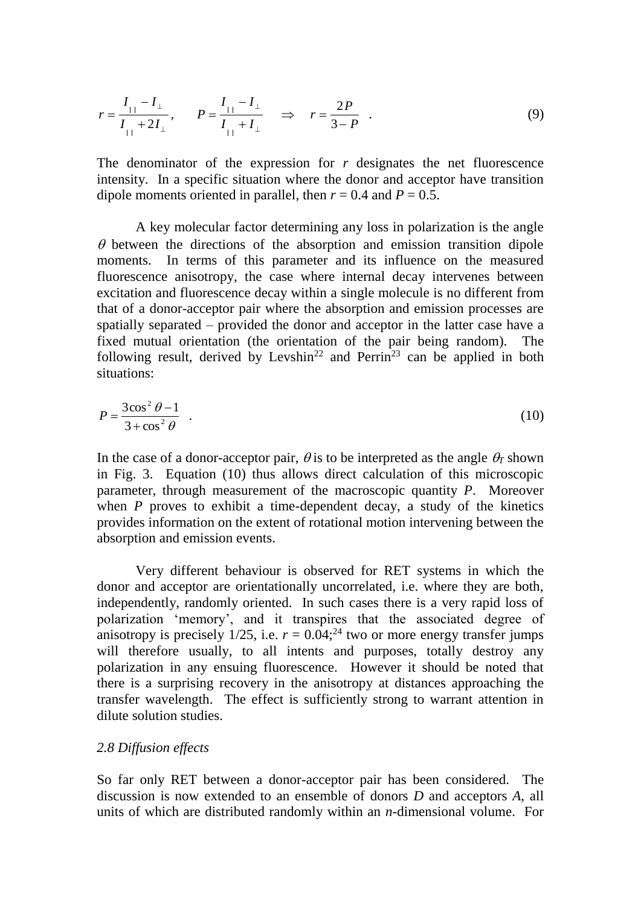$$r = \frac{I_{||} - I_{\perp}}{I_{||} + 2I_{\perp}}, \qquad P = \frac{I_{||} - I_{\perp}}{I_{||} + I_{\perp}} \quad \Rightarrow \quad r = \frac{2P}{3 - P} \quad . \tag{9}$$

The denominator of the expression for $r$ designates the net fluorescence intensity. In a specific situation where the donor and acceptor have transition dipole moments oriented in parallel, then $r = 0.4$ and $P = 0.5$.

A key molecular factor determining any loss in polarization is the angle $\theta$ between the directions of the absorption and emission transition dipole moments. In terms of this parameter and its influence on the measured fluorescence anisotropy, the case where internal decay intervenes between excitation and fluorescence decay within a single molecule is no different from that of a donor-acceptor pair where the absorption and emission processes are spatially separated – provided the donor and acceptor in the latter case have a fixed mutual orientation (the orientation of the pair being random). The following result, derived by Levshin[22] and Perrin[23] can be applied in both situations:

$$P = \frac{3\cos^2\theta - 1}{3 + \cos^2\theta} \quad . \tag{10}$$

In the case of a donor-acceptor pair, $\theta$ is to be interpreted as the angle $\theta_T$ shown in Fig. 3. Equation (10) thus allows direct calculation of this microscopic parameter, through measurement of the macroscopic quantity $P$. Moreover when $P$ proves to exhibit a time-dependent decay, a study of the kinetics provides information on the extent of rotational motion intervening between the absorption and emission events.

Very different behaviour is observed for RET systems in which the donor and acceptor are orientationally uncorrelated, i.e. where they are both, independently, randomly oriented. In such cases there is a very rapid loss of polarization 'memory', and it transpires that the associated degree of anisotropy is precisely 1/25, i.e. $r = 0.04$;[24] two or more energy transfer jumps will therefore usually, to all intents and purposes, totally destroy any polarization in any ensuing fluorescence. However it should be noted that there is a surprising recovery in the anisotropy at distances approaching the transfer wavelength. The effect is sufficiently strong to warrant attention in dilute solution studies.

### *2.8 Diffusion effects*

So far only RET between a donor-acceptor pair has been considered. The discussion is now extended to an ensemble of donors $D$ and acceptors $A$, all units of which are distributed randomly within an $n$-dimensional volume. For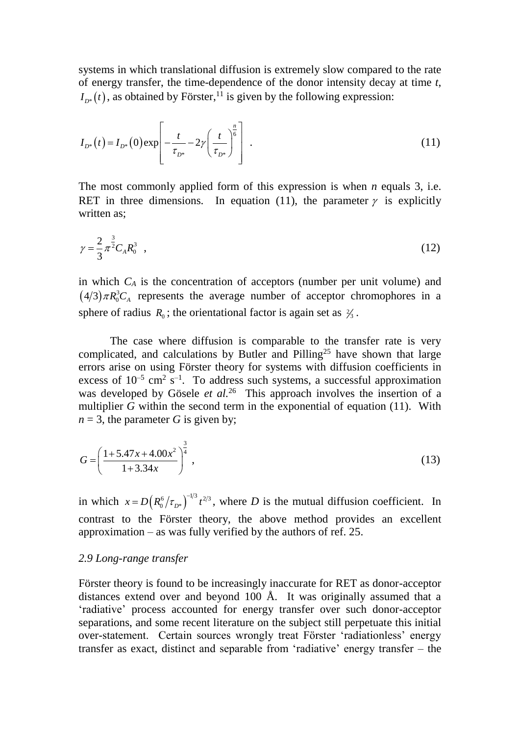systems in which translational diffusion is extremely slow compared to the rate of energy transfer, the time-dependence of the donor intensity decay at time *t*, $I_{D^*}(t)$, as obtained by Förster,[11] is given by the following expression:

$$I_{D^*}(t) = I_{D^*}(0)\exp\left[-\frac{t}{\tau_{D^*}} - 2\gamma\left(\frac{t}{\tau_{D^*}}\right)^{\frac{n}{6}}\right] \quad . \tag{11}$$

The most commonly applied form of this expression is when *n* equals 3, i.e. RET in three dimensions. In equation (11), the parameter $\gamma$ is explicitly written as;

$$\gamma = \frac{2}{3}\pi^{\frac{3}{2}} C_A R_0^3 \quad , \tag{12}$$

in which $C_A$ is the concentration of acceptors (number per unit volume) and $(4/3)\pi R_0^3 C_A$ represents the average number of acceptor chromophores in a sphere of radius $R_0$; the orientational factor is again set as $\frac{2}{3}$.

The case where diffusion is comparable to the transfer rate is very complicated, and calculations by Butler and Pilling[25] have shown that large errors arise on using Förster theory for systems with diffusion coefficients in excess of $10^{-5}$ cm$^2$ s$^{-1}$. To address such systems, a successful approximation was developed by Gösele *et al.*[26] This approach involves the insertion of a multiplier *G* within the second term in the exponential of equation (11). With $n = 3$, the parameter *G* is given by;

$$G = \left(\frac{1 + 5.47x + 4.00x^2}{1 + 3.34x}\right)^{\frac{3}{4}} \quad , \tag{13}$$

in which $x = D\left(R_0^6/\tau_{D^*}\right)^{-1/3} t^{2/3}$, where *D* is the mutual diffusion coefficient. In contrast to the Förster theory, the above method provides an excellent approximation – as was fully verified by the authors of ref. 25.

### *2.9 Long-range transfer*

Förster theory is found to be increasingly inaccurate for RET as donor-acceptor distances extend over and beyond 100 Å. It was originally assumed that a 'radiative' process accounted for energy transfer over such donor-acceptor separations, and some recent literature on the subject still perpetuate this initial over-statement. Certain sources wrongly treat Förster 'radiationless' energy transfer as exact, distinct and separable from 'radiative' energy transfer – the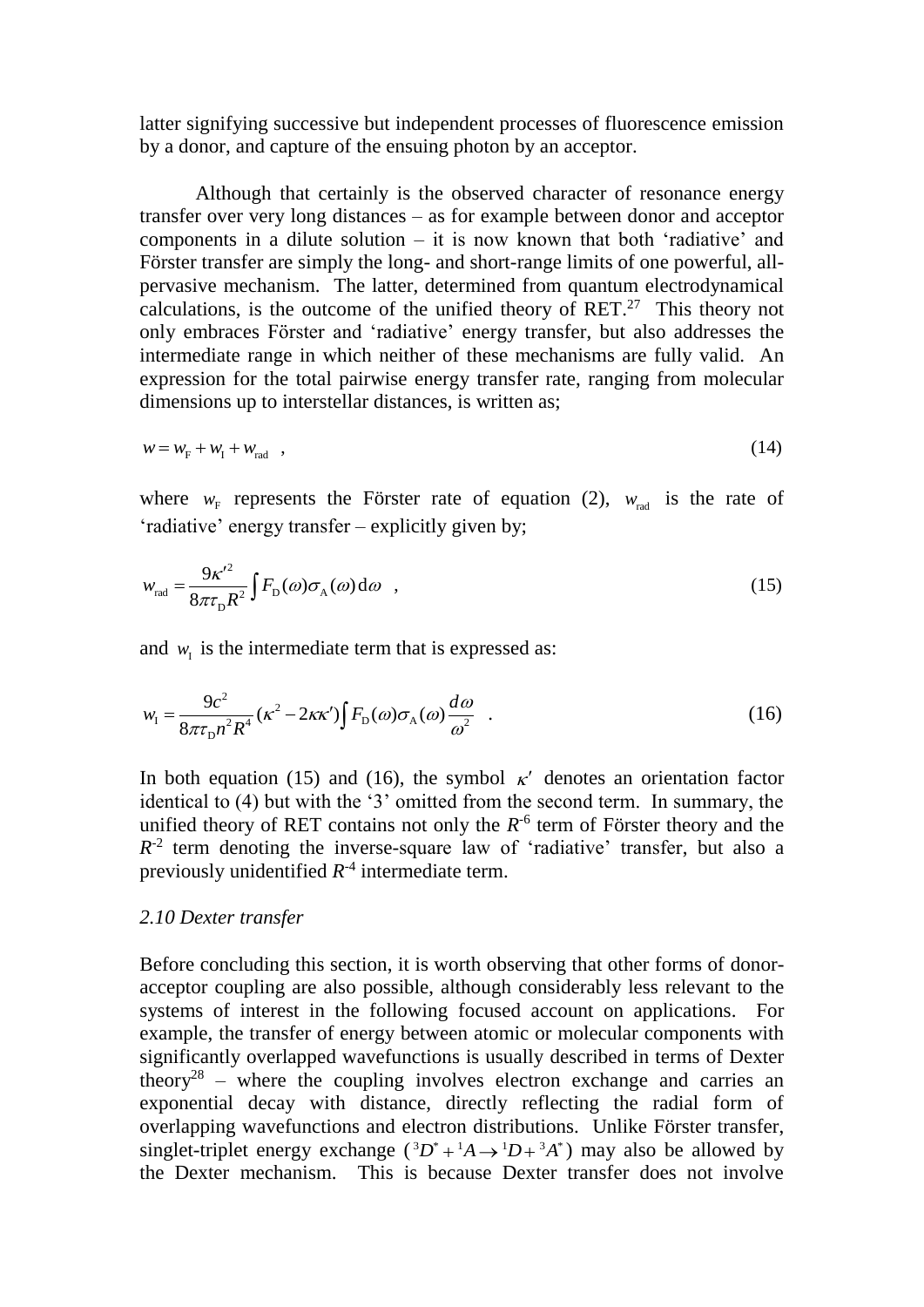latter signifying successive but independent processes of fluorescence emission by a donor, and capture of the ensuing photon by an acceptor.

Although that certainly is the observed character of resonance energy transfer over very long distances – as for example between donor and acceptor components in a dilute solution – it is now known that both 'radiative' and Förster transfer are simply the long- and short-range limits of one powerful, all-pervasive mechanism. The latter, determined from quantum electrodynamical calculations, is the outcome of the unified theory of RET.[27] This theory not only embraces Förster and 'radiative' energy transfer, but also addresses the intermediate range in which neither of these mechanisms are fully valid. An expression for the total pairwise energy transfer rate, ranging from molecular dimensions up to interstellar distances, is written as;

$$w = w_{\mathrm{F}} + w_{\mathrm{I}} + w_{\mathrm{rad}} \quad , \tag{14}$$

where $w_{\mathrm{F}}$ represents the Förster rate of equation (2), $w_{\mathrm{rad}}$ is the rate of 'radiative' energy transfer – explicitly given by;

$$w_{\mathrm{rad}} = \frac{9\kappa'^2}{8\pi\tau_{\mathrm{D}}R^2}\int F_{\mathrm{D}}(\omega)\sigma_{\mathrm{A}}(\omega)\,\mathrm{d}\omega \quad , \tag{15}$$

and $w_{\mathrm{I}}$ is the intermediate term that is expressed as:

$$w_{\mathrm{I}} = \frac{9c^2}{8\pi\tau_{\mathrm{D}}n^2R^4}(\kappa^2 - 2\kappa\kappa')\int F_{\mathrm{D}}(\omega)\sigma_{\mathrm{A}}(\omega)\frac{d\omega}{\omega^2} \quad . \tag{16}$$

In both equation (15) and (16), the symbol $\kappa'$ denotes an orientation factor identical to (4) but with the '3' omitted from the second term. In summary, the unified theory of RET contains not only the $R^{-6}$ term of Förster theory and the $R^{-2}$ term denoting the inverse-square law of 'radiative' transfer, but also a previously unidentified $R^{-4}$ intermediate term.

### *2.10 Dexter transfer*

Before concluding this section, it is worth observing that other forms of donor-acceptor coupling are also possible, although considerably less relevant to the systems of interest in the following focused account on applications. For example, the transfer of energy between atomic or molecular components with significantly overlapped wavefunctions is usually described in terms of Dexter theory[28] – where the coupling involves electron exchange and carries an exponential decay with distance, directly reflecting the radial form of overlapping wavefunctions and electron distributions. Unlike Förster transfer, singlet-triplet energy exchange (${}^{3}D^{*} + {}^{1}A \rightarrow {}^{1}D + {}^{3}A^{*}$) may also be allowed by the Dexter mechanism. This is because Dexter transfer does not involve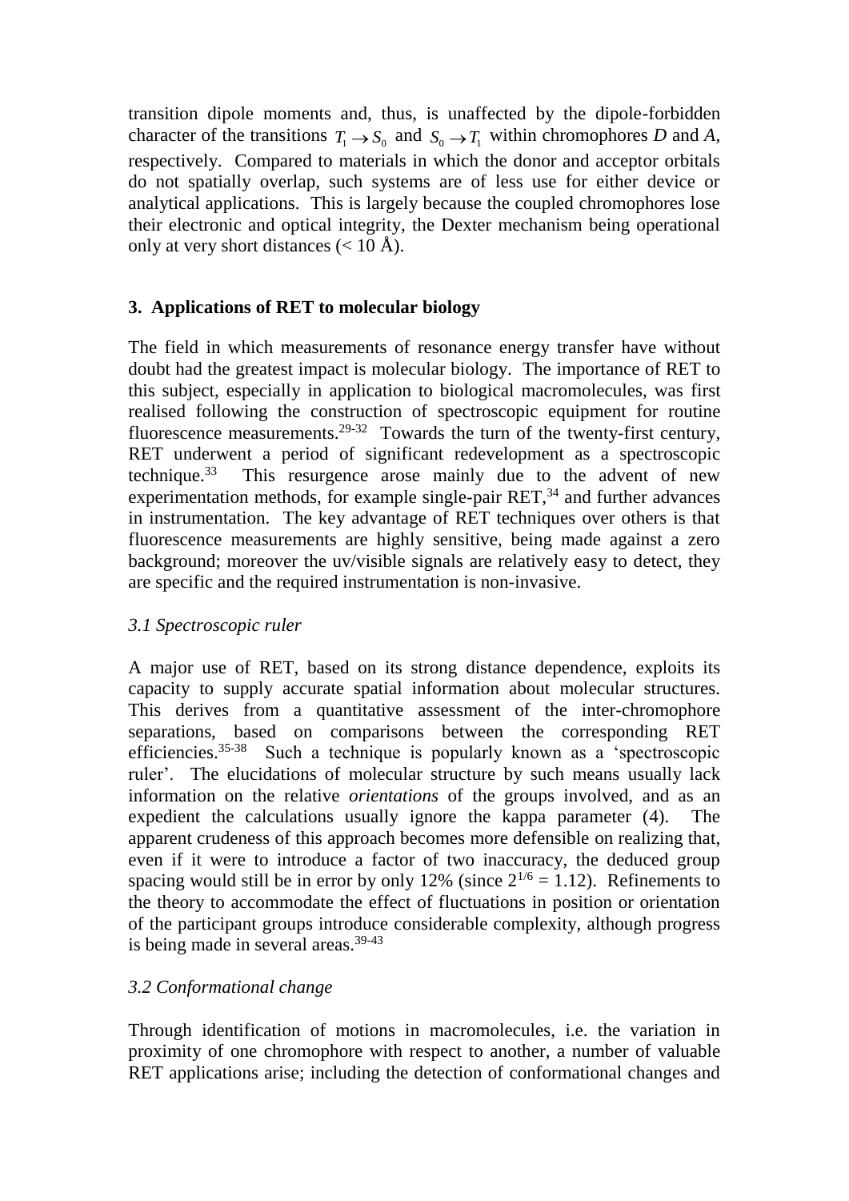transition dipole moments and, thus, is unaffected by the dipole-forbidden character of the transitions $T_1 \rightarrow S_0$ and $S_0 \rightarrow T_1$ within chromophores *D* and *A*, respectively. Compared to materials in which the donor and acceptor orbitals do not spatially overlap, such systems are of less use for either device or analytical applications. This is largely because the coupled chromophores lose their electronic and optical integrity, the Dexter mechanism being operational only at very short distances (< 10 Å).

## 3. Applications of RET to molecular biology

The field in which measurements of resonance energy transfer have without doubt had the greatest impact is molecular biology. The importance of RET to this subject, especially in application to biological macromolecules, was first realised following the construction of spectroscopic equipment for routine fluorescence measurements.[29-32] Towards the turn of the twenty-first century, RET underwent a period of significant redevelopment as a spectroscopic technique.[33] This resurgence arose mainly due to the advent of new experimentation methods, for example single-pair RET,[34] and further advances in instrumentation. The key advantage of RET techniques over others is that fluorescence measurements are highly sensitive, being made against a zero background; moreover the uv/visible signals are relatively easy to detect, they are specific and the required instrumentation is non-invasive.

### *3.1 Spectroscopic ruler*

A major use of RET, based on its strong distance dependence, exploits its capacity to supply accurate spatial information about molecular structures. This derives from a quantitative assessment of the inter-chromophore separations, based on comparisons between the corresponding RET efficiencies.[35-38] Such a technique is popularly known as a 'spectroscopic ruler'. The elucidations of molecular structure by such means usually lack information on the relative *orientations* of the groups involved, and as an expedient the calculations usually ignore the kappa parameter (4). The apparent crudeness of this approach becomes more defensible on realizing that, even if it were to introduce a factor of two inaccuracy, the deduced group spacing would still be in error by only 12% (since $2^{1/6} = 1.12$). Refinements to the theory to accommodate the effect of fluctuations in position or orientation of the participant groups introduce considerable complexity, although progress is being made in several areas.[39-43]

### *3.2 Conformational change*

Through identification of motions in macromolecules, i.e. the variation in proximity of one chromophore with respect to another, a number of valuable RET applications arise; including the detection of conformational changes and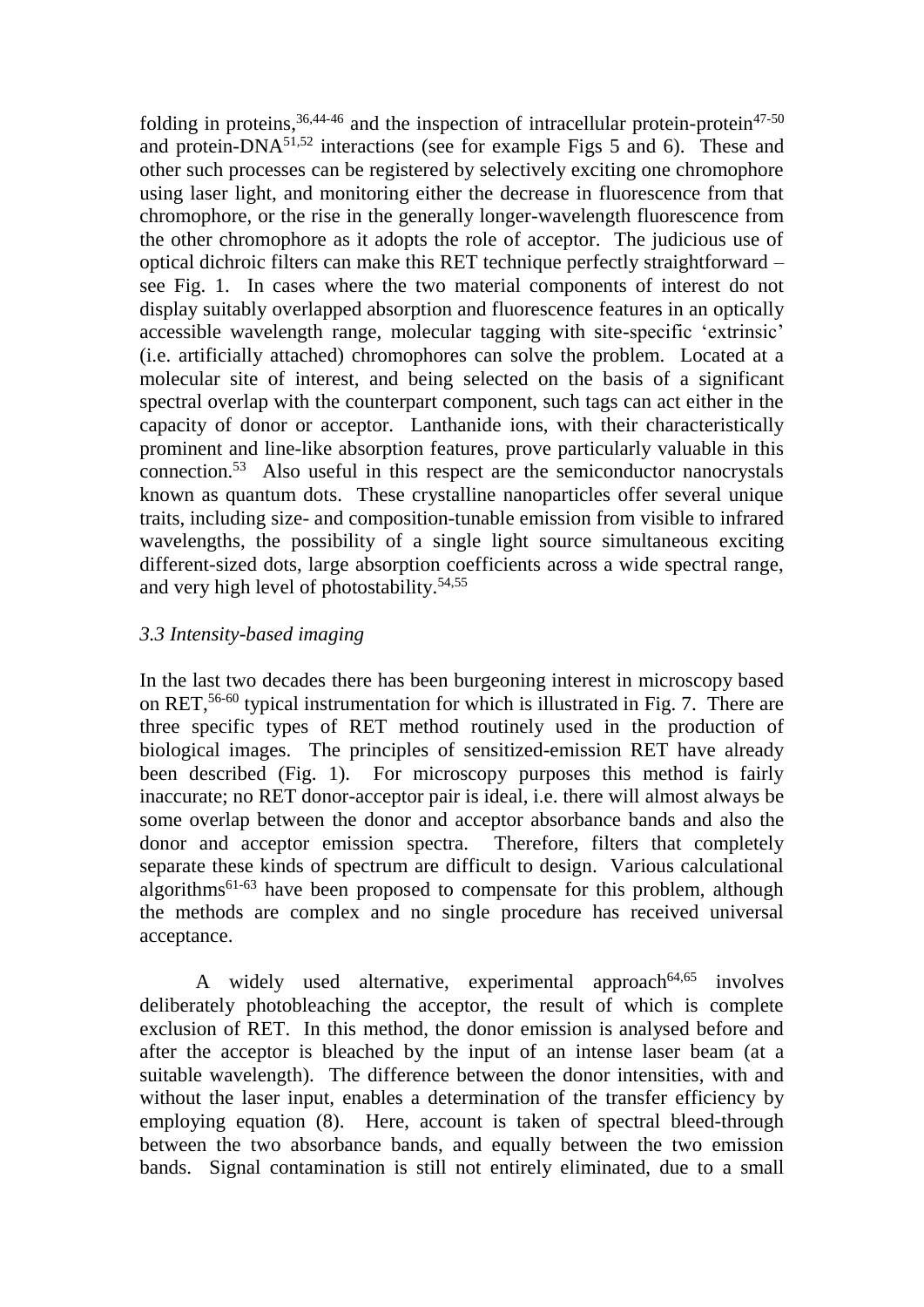folding in proteins,[36,44-46] and the inspection of intracellular protein-protein[47-50] and protein-DNA[51,52] interactions (see for example Figs 5 and 6). These and other such processes can be registered by selectively exciting one chromophore using laser light, and monitoring either the decrease in fluorescence from that chromophore, or the rise in the generally longer-wavelength fluorescence from the other chromophore as it adopts the role of acceptor. The judicious use of optical dichroic filters can make this RET technique perfectly straightforward – see Fig. 1. In cases where the two material components of interest do not display suitably overlapped absorption and fluorescence features in an optically accessible wavelength range, molecular tagging with site-specific 'extrinsic' (i.e. artificially attached) chromophores can solve the problem. Located at a molecular site of interest, and being selected on the basis of a significant spectral overlap with the counterpart component, such tags can act either in the capacity of donor or acceptor. Lanthanide ions, with their characteristically prominent and line-like absorption features, prove particularly valuable in this connection.[53] Also useful in this respect are the semiconductor nanocrystals known as quantum dots. These crystalline nanoparticles offer several unique traits, including size- and composition-tunable emission from visible to infrared wavelengths, the possibility of a single light source simultaneous exciting different-sized dots, large absorption coefficients across a wide spectral range, and very high level of photostability.[54,55]

### *3.3 Intensity-based imaging*

In the last two decades there has been burgeoning interest in microscopy based on RET,[56-60] typical instrumentation for which is illustrated in Fig. 7. There are three specific types of RET method routinely used in the production of biological images. The principles of sensitized-emission RET have already been described (Fig. 1). For microscopy purposes this method is fairly inaccurate; no RET donor-acceptor pair is ideal, i.e. there will almost always be some overlap between the donor and acceptor absorbance bands and also the donor and acceptor emission spectra. Therefore, filters that completely separate these kinds of spectrum are difficult to design. Various calculational algorithms[61-63] have been proposed to compensate for this problem, although the methods are complex and no single procedure has received universal acceptance.

A widely used alternative, experimental approach[64,65] involves deliberately photobleaching the acceptor, the result of which is complete exclusion of RET. In this method, the donor emission is analysed before and after the acceptor is bleached by the input of an intense laser beam (at a suitable wavelength). The difference between the donor intensities, with and without the laser input, enables a determination of the transfer efficiency by employing equation (8). Here, account is taken of spectral bleed-through between the two absorbance bands, and equally between the two emission bands. Signal contamination is still not entirely eliminated, due to a small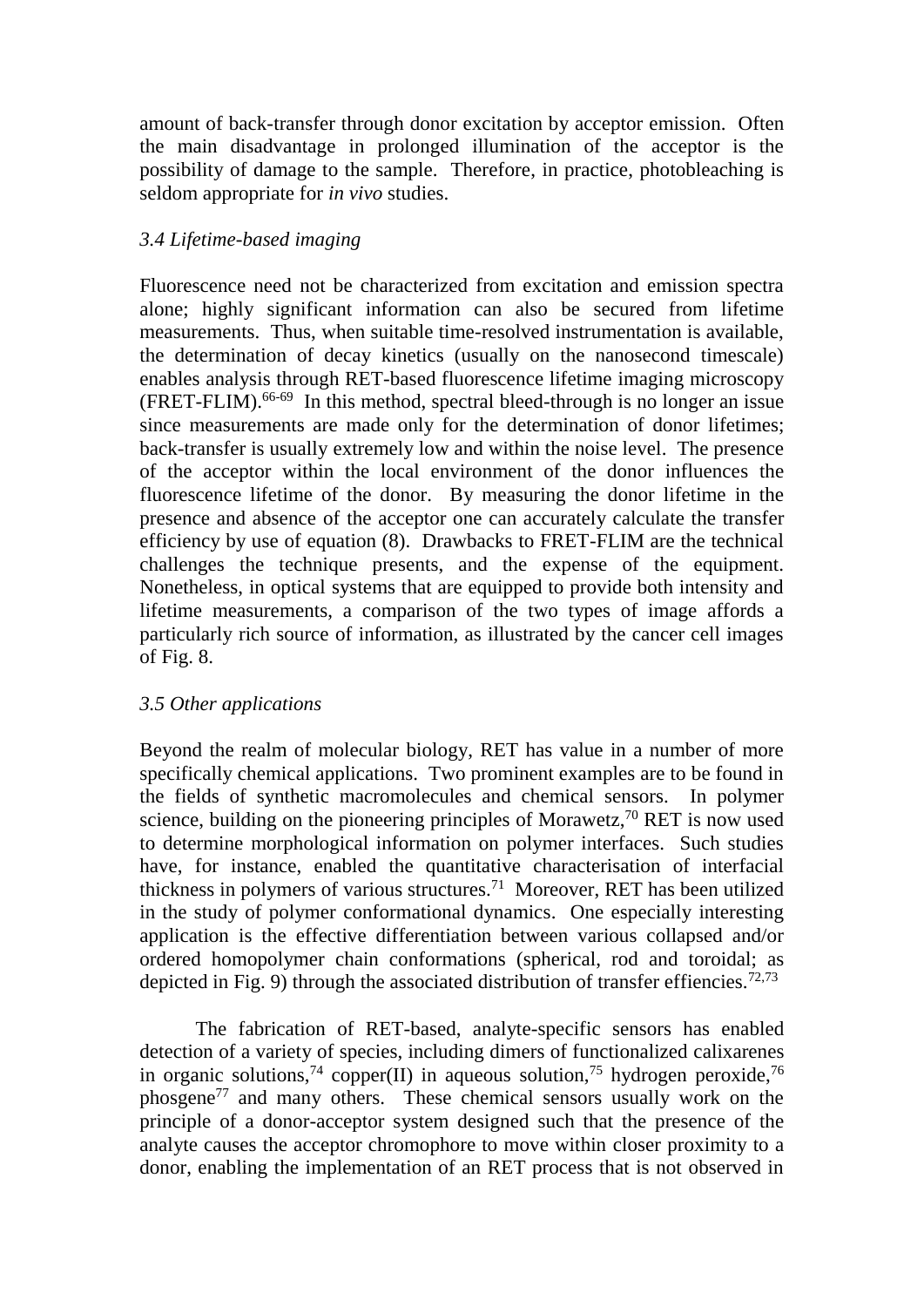amount of back-transfer through donor excitation by acceptor emission. Often the main disadvantage in prolonged illumination of the acceptor is the possibility of damage to the sample. Therefore, in practice, photobleaching is seldom appropriate for *in vivo* studies.

### *3.4 Lifetime-based imaging*

Fluorescence need not be characterized from excitation and emission spectra alone; highly significant information can also be secured from lifetime measurements. Thus, when suitable time-resolved instrumentation is available, the determination of decay kinetics (usually on the nanosecond timescale) enables analysis through RET-based fluorescence lifetime imaging microscopy (FRET-FLIM).[66-69] In this method, spectral bleed-through is no longer an issue since measurements are made only for the determination of donor lifetimes; back-transfer is usually extremely low and within the noise level. The presence of the acceptor within the local environment of the donor influences the fluorescence lifetime of the donor. By measuring the donor lifetime in the presence and absence of the acceptor one can accurately calculate the transfer efficiency by use of equation (8). Drawbacks to FRET-FLIM are the technical challenges the technique presents, and the expense of the equipment. Nonetheless, in optical systems that are equipped to provide both intensity and lifetime measurements, a comparison of the two types of image affords a particularly rich source of information, as illustrated by the cancer cell images of Fig. 8.

### *3.5 Other applications*

Beyond the realm of molecular biology, RET has value in a number of more specifically chemical applications. Two prominent examples are to be found in the fields of synthetic macromolecules and chemical sensors. In polymer science, building on the pioneering principles of Morawetz,[70] RET is now used to determine morphological information on polymer interfaces. Such studies have, for instance, enabled the quantitative characterisation of interfacial thickness in polymers of various structures.[71] Moreover, RET has been utilized in the study of polymer conformational dynamics. One especially interesting application is the effective differentiation between various collapsed and/or ordered homopolymer chain conformations (spherical, rod and toroidal; as depicted in Fig. 9) through the associated distribution of transfer effiencies.[72,73]

The fabrication of RET-based, analyte-specific sensors has enabled detection of a variety of species, including dimers of functionalized calixarenes in organic solutions,[74] copper(II) in aqueous solution,[75] hydrogen peroxide,[76] phosgene[77] and many others. These chemical sensors usually work on the principle of a donor-acceptor system designed such that the presence of the analyte causes the acceptor chromophore to move within closer proximity to a donor, enabling the implementation of an RET process that is not observed in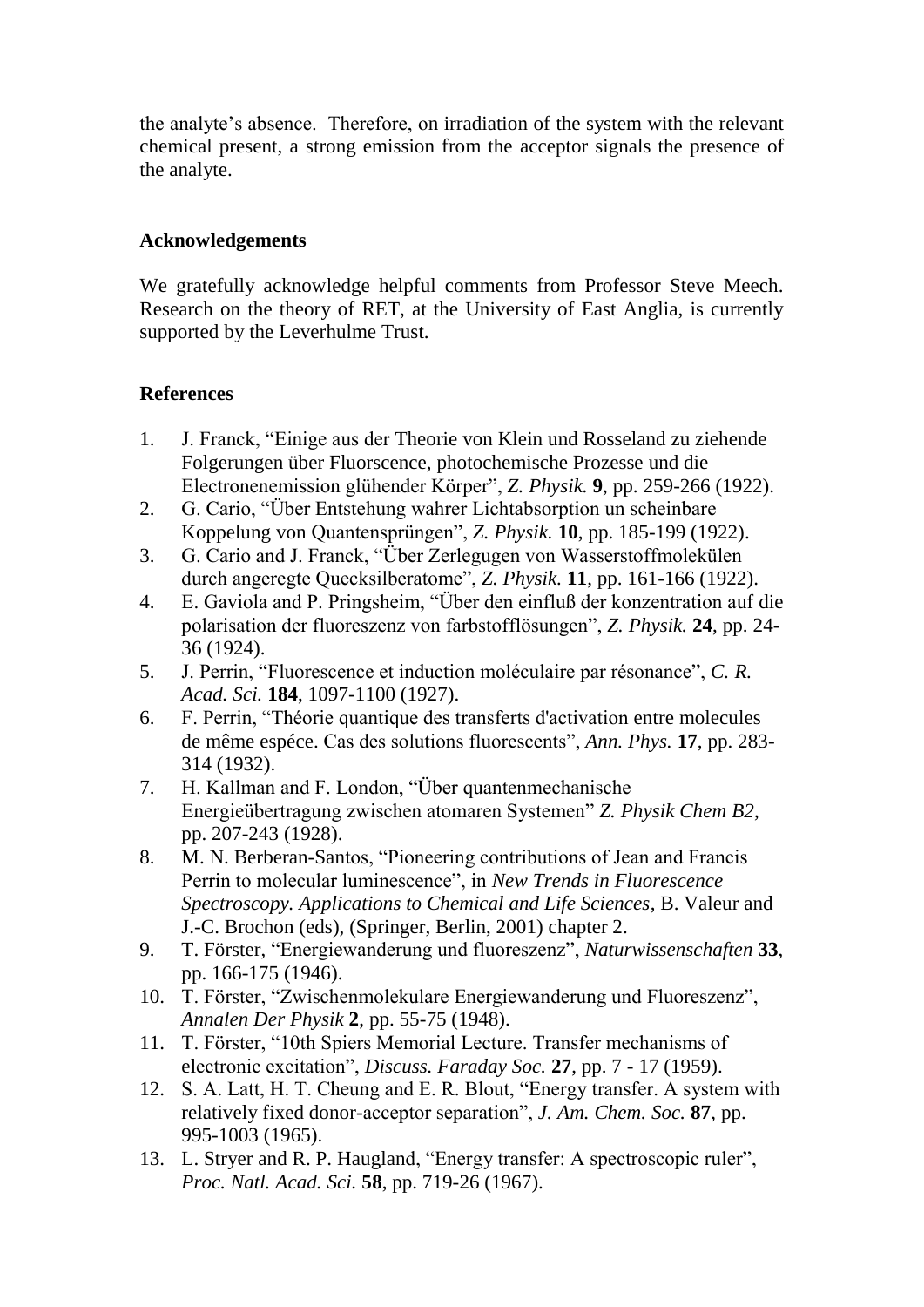the analyte's absence. Therefore, on irradiation of the system with the relevant chemical present, a strong emission from the acceptor signals the presence of the analyte.

## Acknowledgements

We gratefully acknowledge helpful comments from Professor Steve Meech. Research on the theory of RET, at the University of East Anglia, is currently supported by the Leverhulme Trust.

## References

1. J. Franck, "Einige aus der Theorie von Klein und Rosseland zu ziehende Folgerungen über Fluorscence, photochemische Prozesse und die Electronenemission glühender Körper", *Z. Physik.* **9**, pp. 259-266 (1922).
2. G. Cario, "Über Entstehung wahrer Lichtabsorption un scheinbare Koppelung von Quantensprüngen", *Z. Physik.* **10**, pp. 185-199 (1922).
3. G. Cario and J. Franck, "Über Zerlegugen von Wasserstoffmolekülen durch angeregte Quecksilberatome", *Z. Physik.* **11**, pp. 161-166 (1922).
4. E. Gaviola and P. Pringsheim, "Über den einfluß der konzentration auf die polarisation der fluoreszenz von farbstofflösungen", *Z. Physik.* **24**, pp. 24-36 (1924).
5. J. Perrin, "Fluorescence et induction moléculaire par résonance", *C. R. Acad. Sci.* **184**, 1097-1100 (1927).
6. F. Perrin, "Théorie quantique des transferts d'activation entre molecules de même espéce. Cas des solutions fluorescents", *Ann. Phys.* **17**, pp. 283-314 (1932).
7. H. Kallman and F. London, "Über quantenmechanische Energieübertragung zwischen atomaren Systemen" *Z. Physik Chem B2*, pp. 207-243 (1928).
8. M. N. Berberan-Santos, "Pioneering contributions of Jean and Francis Perrin to molecular luminescence", in *New Trends in Fluorescence Spectroscopy. Applications to Chemical and Life Sciences*, B. Valeur and J.-C. Brochon (eds), (Springer, Berlin, 2001) chapter 2.
9. T. Förster, "Energiewanderung und fluoreszenz", *Naturwissenschaften* **33**, pp. 166-175 (1946).
10. T. Förster, "Zwischenmolekulare Energiewanderung und Fluoreszenz", *Annalen Der Physik* **2**, pp. 55-75 (1948).
11. T. Förster, "10th Spiers Memorial Lecture. Transfer mechanisms of electronic excitation", *Discuss. Faraday Soc.* **27**, pp. 7 - 17 (1959).
12. S. A. Latt, H. T. Cheung and E. R. Blout, "Energy transfer. A system with relatively fixed donor-acceptor separation", *J. Am. Chem. Soc.* **87**, pp. 995-1003 (1965).
13. L. Stryer and R. P. Haugland, "Energy transfer: A spectroscopic ruler", *Proc. Natl. Acad. Sci.* **58**, pp. 719-26 (1967).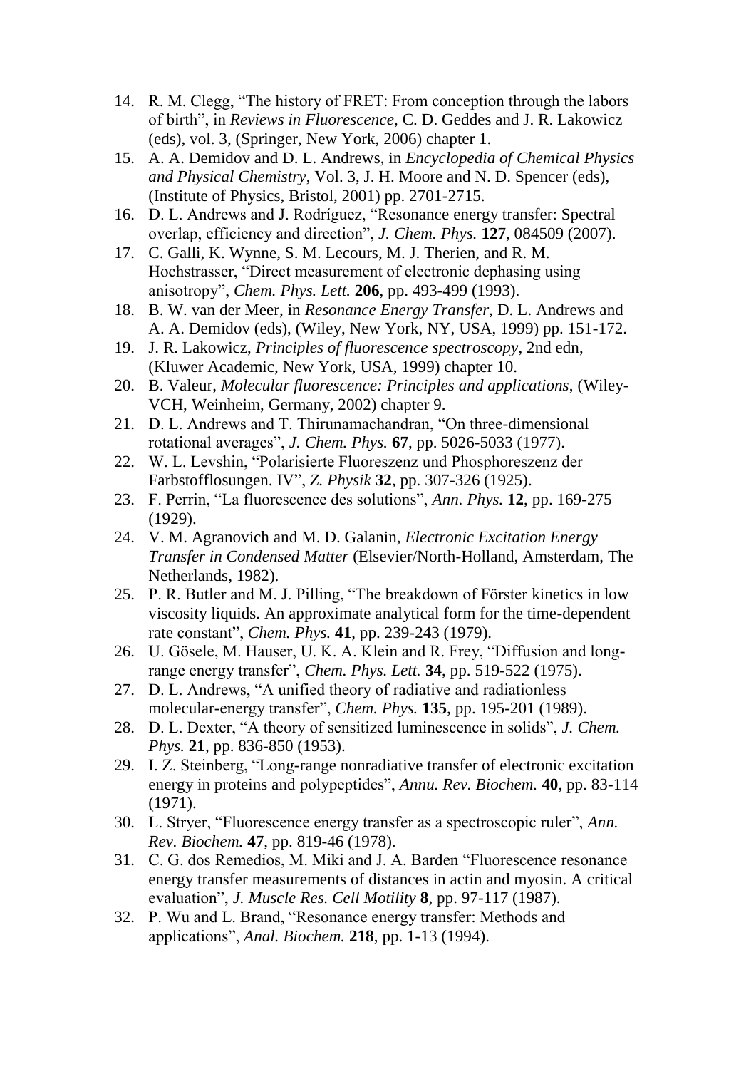14. R. M. Clegg, "The history of FRET: From conception through the labors of birth", in *Reviews in Fluorescence*, C. D. Geddes and J. R. Lakowicz (eds), vol. 3, (Springer, New York, 2006) chapter 1.
15. A. A. Demidov and D. L. Andrews, in *Encyclopedia of Chemical Physics and Physical Chemistry*, Vol. 3, J. H. Moore and N. D. Spencer (eds), (Institute of Physics, Bristol, 2001) pp. 2701-2715.
16. D. L. Andrews and J. Rodríguez, "Resonance energy transfer: Spectral overlap, efficiency and direction", *J. Chem. Phys.* **127**, 084509 (2007).
17. C. Galli, K. Wynne, S. M. Lecours, M. J. Therien, and R. M. Hochstrasser, "Direct measurement of electronic dephasing using anisotropy", *Chem. Phys. Lett.* **206**, pp. 493-499 (1993).
18. B. W. van der Meer, in *Resonance Energy Transfer*, D. L. Andrews and A. A. Demidov (eds), (Wiley, New York, NY, USA, 1999) pp. 151-172.
19. J. R. Lakowicz, *Principles of fluorescence spectroscopy*, 2nd edn, (Kluwer Academic, New York, USA, 1999) chapter 10.
20. B. Valeur, *Molecular fluorescence: Principles and applications*, (Wiley-VCH, Weinheim, Germany, 2002) chapter 9.
21. D. L. Andrews and T. Thirunamachandran, "On three-dimensional rotational averages", *J. Chem. Phys.* **67**, pp. 5026-5033 (1977).
22. W. L. Levshin, "Polarisierte Fluoreszenz und Phosphoreszenz der Farbstofflosungen. IV", *Z. Physik* **32**, pp. 307-326 (1925).
23. F. Perrin, "La fluorescence des solutions", *Ann. Phys.* **12**, pp. 169-275 (1929).
24. V. M. Agranovich and M. D. Galanin, *Electronic Excitation Energy Transfer in Condensed Matter* (Elsevier/North-Holland, Amsterdam, The Netherlands, 1982).
25. P. R. Butler and M. J. Pilling, "The breakdown of Förster kinetics in low viscosity liquids. An approximate analytical form for the time-dependent rate constant", *Chem. Phys.* **41**, pp. 239-243 (1979).
26. U. Gösele, M. Hauser, U. K. A. Klein and R. Frey, "Diffusion and long-range energy transfer", *Chem. Phys. Lett.* **34**, pp. 519-522 (1975).
27. D. L. Andrews, "A unified theory of radiative and radiationless molecular-energy transfer", *Chem. Phys.* **135**, pp. 195-201 (1989).
28. D. L. Dexter, "A theory of sensitized luminescence in solids", *J. Chem. Phys.* **21**, pp. 836-850 (1953).
29. I. Z. Steinberg, "Long-range nonradiative transfer of electronic excitation energy in proteins and polypeptides", *Annu. Rev. Biochem.* **40**, pp. 83-114 (1971).
30. L. Stryer, "Fluorescence energy transfer as a spectroscopic ruler", *Ann. Rev. Biochem.* **47**, pp. 819-46 (1978).
31. C. G. dos Remedios, M. Miki and J. A. Barden "Fluorescence resonance energy transfer measurements of distances in actin and myosin. A critical evaluation", *J. Muscle Res. Cell Motility* **8**, pp. 97-117 (1987).
32. P. Wu and L. Brand, "Resonance energy transfer: Methods and applications", *Anal. Biochem.* **218**, pp. 1-13 (1994).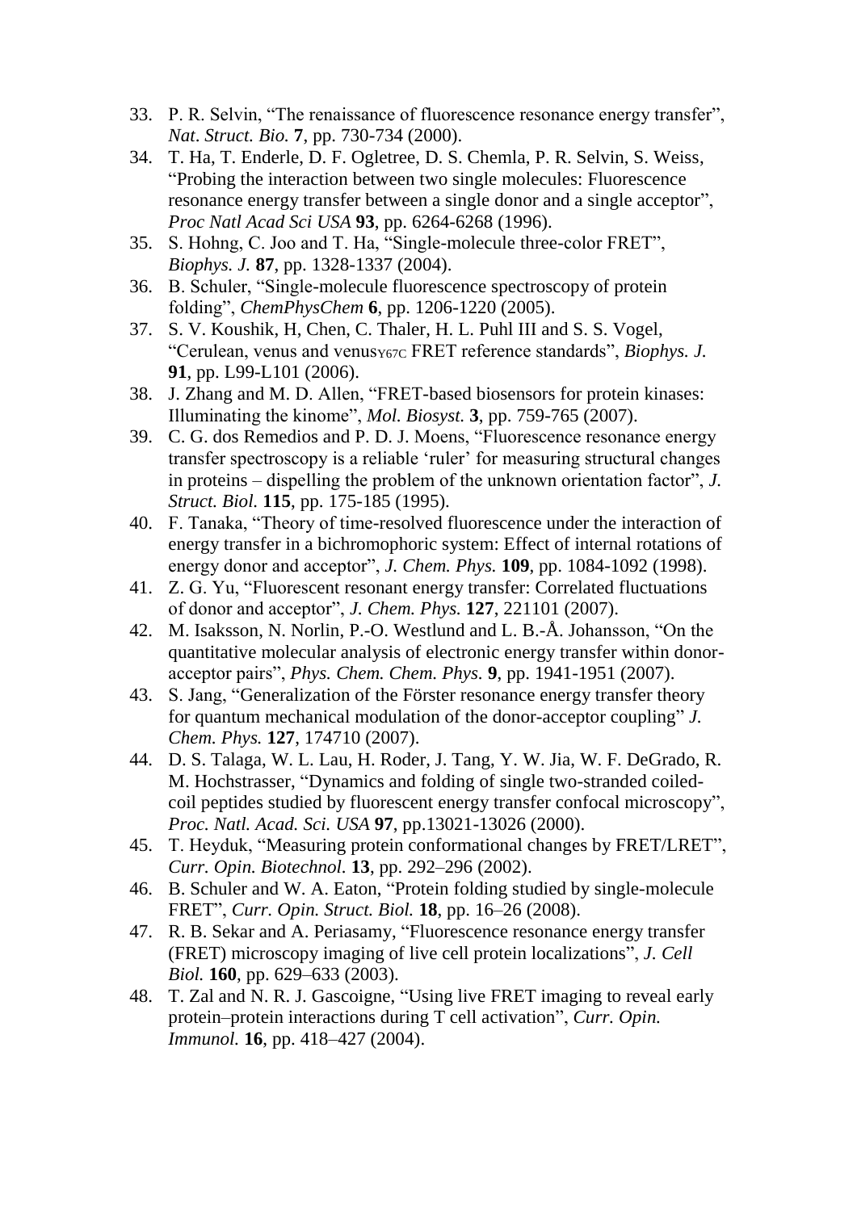33. P. R. Selvin, "The renaissance of fluorescence resonance energy transfer", *Nat. Struct. Bio.* **7**, pp. 730-734 (2000).
34. T. Ha, T. Enderle, D. F. Ogletree, D. S. Chemla, P. R. Selvin, S. Weiss, "Probing the interaction between two single molecules: Fluorescence resonance energy transfer between a single donor and a single acceptor", *Proc Natl Acad Sci USA* **93**, pp. 6264-6268 (1996).
35. S. Hohng, C. Joo and T. Ha, "Single-molecule three-color FRET", *Biophys. J.* **87**, pp. 1328-1337 (2004).
36. B. Schuler, "Single-molecule fluorescence spectroscopy of protein folding", *ChemPhysChem* **6**, pp. 1206-1220 (2005).
37. S. V. Koushik, H, Chen, C. Thaler, H. L. Puhl III and S. S. Vogel, "Cerulean, venus and venus$_{Y67C}$ FRET reference standards", *Biophys. J.* **91**, pp. L99-L101 (2006).
38. J. Zhang and M. D. Allen, "FRET-based biosensors for protein kinases: Illuminating the kinome", *Mol. Biosyst.* **3**, pp. 759-765 (2007).
39. C. G. dos Remedios and P. D. J. Moens, "Fluorescence resonance energy transfer spectroscopy is a reliable 'ruler' for measuring structural changes in proteins – dispelling the problem of the unknown orientation factor", *J. Struct. Biol.* **115**, pp. 175-185 (1995).
40. F. Tanaka, "Theory of time-resolved fluorescence under the interaction of energy transfer in a bichromophoric system: Effect of internal rotations of energy donor and acceptor", *J. Chem. Phys.* **109**, pp. 1084-1092 (1998).
41. Z. G. Yu, "Fluorescent resonant energy transfer: Correlated fluctuations of donor and acceptor", *J. Chem. Phys.* **127**, 221101 (2007).
42. M. Isaksson, N. Norlin, P.-O. Westlund and L. B.-Å. Johansson, "On the quantitative molecular analysis of electronic energy transfer within donor-acceptor pairs", *Phys. Chem. Chem. Phys.* **9**, pp. 1941-1951 (2007).
43. S. Jang, "Generalization of the Förster resonance energy transfer theory for quantum mechanical modulation of the donor-acceptor coupling" *J. Chem. Phys.* **127**, 174710 (2007).
44. D. S. Talaga, W. L. Lau, H. Roder, J. Tang, Y. W. Jia, W. F. DeGrado, R. M. Hochstrasser, "Dynamics and folding of single two-stranded coiled-coil peptides studied by fluorescent energy transfer confocal microscopy", *Proc. Natl. Acad. Sci. USA* **97**, pp.13021-13026 (2000).
45. T. Heyduk, "Measuring protein conformational changes by FRET/LRET", *Curr. Opin. Biotechnol.* **13**, pp. 292–296 (2002).
46. B. Schuler and W. A. Eaton, "Protein folding studied by single-molecule FRET", *Curr. Opin. Struct. Biol.* **18**, pp. 16–26 (2008).
47. R. B. Sekar and A. Periasamy, "Fluorescence resonance energy transfer (FRET) microscopy imaging of live cell protein localizations", *J. Cell Biol.* **160**, pp. 629–633 (2003).
48. T. Zal and N. R. J. Gascoigne, "Using live FRET imaging to reveal early protein–protein interactions during T cell activation", *Curr. Opin. Immunol.* **16**, pp. 418–427 (2004).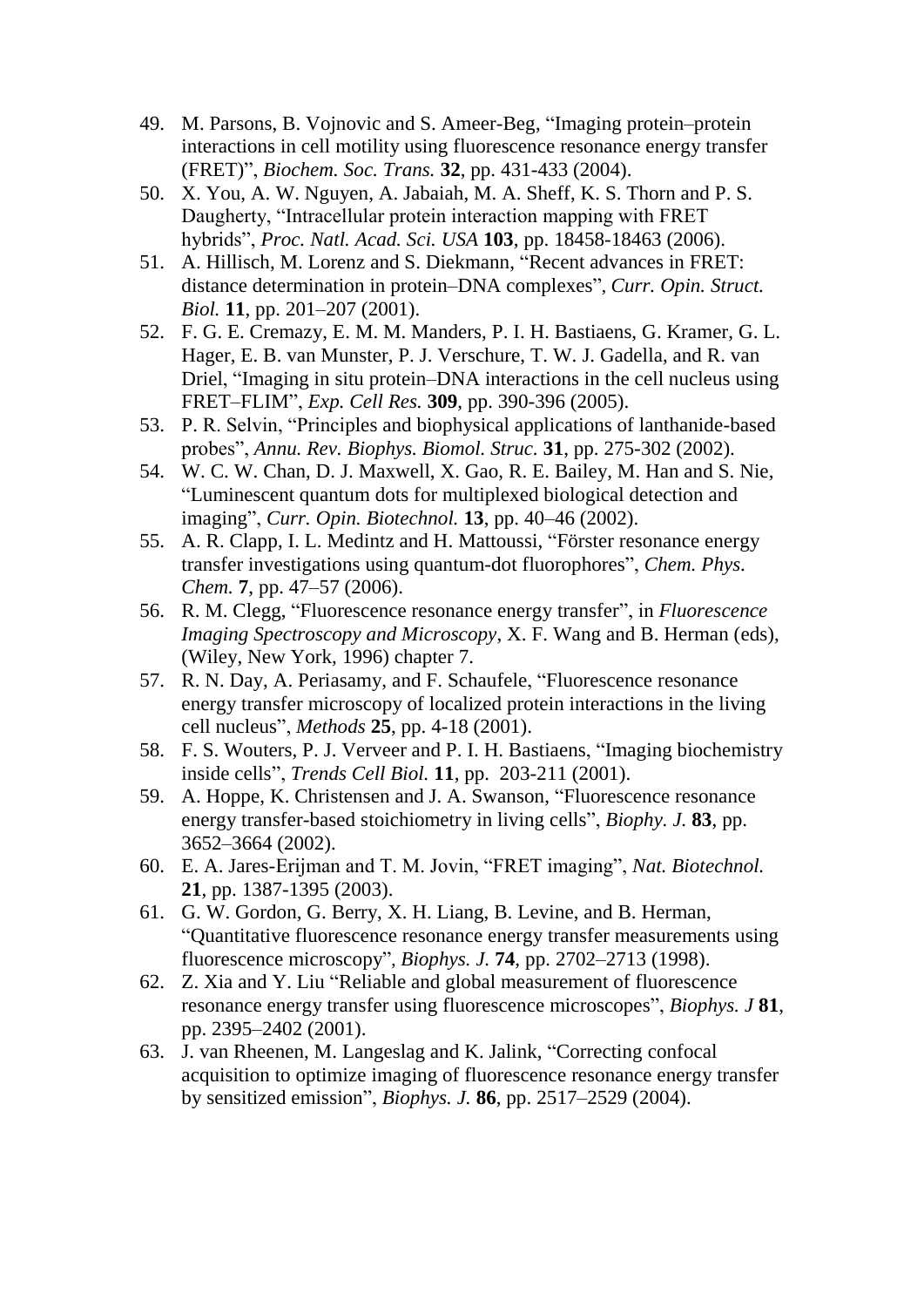49. M. Parsons, B. Vojnovic and S. Ameer-Beg, "Imaging protein–protein interactions in cell motility using fluorescence resonance energy transfer (FRET)", *Biochem. Soc. Trans.* **32**, pp. 431-433 (2004).
50. X. You, A. W. Nguyen, A. Jabaiah, M. A. Sheff, K. S. Thorn and P. S. Daugherty, "Intracellular protein interaction mapping with FRET hybrids", *Proc. Natl. Acad. Sci. USA* **103**, pp. 18458-18463 (2006).
51. A. Hillisch, M. Lorenz and S. Diekmann, "Recent advances in FRET: distance determination in protein–DNA complexes", *Curr. Opin. Struct. Biol.* **11**, pp. 201–207 (2001).
52. F. G. E. Cremazy, E. M. M. Manders, P. I. H. Bastiaens, G. Kramer, G. L. Hager, E. B. van Munster, P. J. Verschure, T. W. J. Gadella, and R. van Driel, "Imaging in situ protein–DNA interactions in the cell nucleus using FRET–FLIM", *Exp. Cell Res.* **309**, pp. 390-396 (2005).
53. P. R. Selvin, "Principles and biophysical applications of lanthanide-based probes", *Annu. Rev. Biophys. Biomol. Struc.* **31**, pp. 275-302 (2002).
54. W. C. W. Chan, D. J. Maxwell, X. Gao, R. E. Bailey, M. Han and S. Nie, "Luminescent quantum dots for multiplexed biological detection and imaging", *Curr. Opin. Biotechnol.* **13**, pp. 40–46 (2002).
55. A. R. Clapp, I. L. Medintz and H. Mattoussi, "Förster resonance energy transfer investigations using quantum-dot fluorophores", *Chem. Phys. Chem.* **7**, pp. 47–57 (2006).
56. R. M. Clegg, "Fluorescence resonance energy transfer", in *Fluorescence Imaging Spectroscopy and Microscopy*, X. F. Wang and B. Herman (eds), (Wiley, New York, 1996) chapter 7.
57. R. N. Day, A. Periasamy, and F. Schaufele, "Fluorescence resonance energy transfer microscopy of localized protein interactions in the living cell nucleus", *Methods* **25**, pp. 4-18 (2001).
58. F. S. Wouters, P. J. Verveer and P. I. H. Bastiaens, "Imaging biochemistry inside cells", *Trends Cell Biol.* **11**, pp. 203-211 (2001).
59. A. Hoppe, K. Christensen and J. A. Swanson, "Fluorescence resonance energy transfer-based stoichiometry in living cells", *Biophy. J.* **83**, pp. 3652–3664 (2002).
60. E. A. Jares-Erijman and T. M. Jovin, "FRET imaging", *Nat. Biotechnol.* **21**, pp. 1387-1395 (2003).
61. G. W. Gordon, G. Berry, X. H. Liang, B. Levine, and B. Herman, "Quantitative fluorescence resonance energy transfer measurements using fluorescence microscopy", *Biophys. J.* **74**, pp. 2702–2713 (1998).
62. Z. Xia and Y. Liu "Reliable and global measurement of fluorescence resonance energy transfer using fluorescence microscopes", *Biophys. J* **81**, pp. 2395–2402 (2001).
63. J. van Rheenen, M. Langeslag and K. Jalink, "Correcting confocal acquisition to optimize imaging of fluorescence resonance energy transfer by sensitized emission", *Biophys. J.* **86**, pp. 2517–2529 (2004).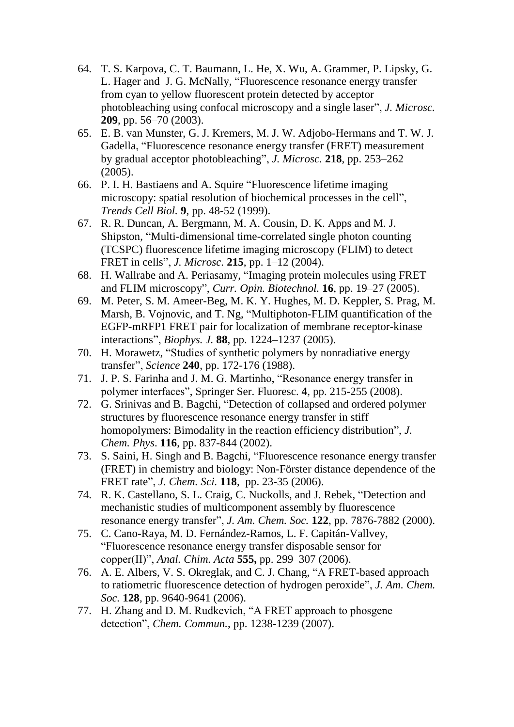64. T. S. Karpova, C. T. Baumann, L. He, X. Wu, A. Grammer, P. Lipsky, G. L. Hager and J. G. McNally, "Fluorescence resonance energy transfer from cyan to yellow fluorescent protein detected by acceptor photobleaching using confocal microscopy and a single laser", *J. Microsc.* **209**, pp. 56–70 (2003).
65. E. B. van Munster, G. J. Kremers, M. J. W. Adjobo-Hermans and T. W. J. Gadella, "Fluorescence resonance energy transfer (FRET) measurement by gradual acceptor photobleaching", *J. Microsc.* **218**, pp. 253–262 (2005).
66. P. I. H. Bastiaens and A. Squire "Fluorescence lifetime imaging microscopy: spatial resolution of biochemical processes in the cell", *Trends Cell Biol.* **9**, pp. 48-52 (1999).
67. R. R. Duncan, A. Bergmann, M. A. Cousin, D. K. Apps and M. J. Shipston, "Multi-dimensional time-correlated single photon counting (TCSPC) fluorescence lifetime imaging microscopy (FLIM) to detect FRET in cells", *J. Microsc.* **215**, pp. 1–12 (2004).
68. H. Wallrabe and A. Periasamy, "Imaging protein molecules using FRET and FLIM microscopy", *Curr. Opin. Biotechnol.* **16**, pp. 19–27 (2005).
69. M. Peter, S. M. Ameer-Beg, M. K. Y. Hughes, M. D. Keppler, S. Prag, M. Marsh, B. Vojnovic, and T. Ng, "Multiphoton-FLIM quantification of the EGFP-mRFP1 FRET pair for localization of membrane receptor-kinase interactions", *Biophys. J.* **88**, pp. 1224–1237 (2005).
70. H. Morawetz, "Studies of synthetic polymers by nonradiative energy transfer", *Science* **240**, pp. 172-176 (1988).
71. J. P. S. Farinha and J. M. G. Martinho, "Resonance energy transfer in polymer interfaces", Springer Ser. Fluoresc. **4**, pp. 215-255 (2008).
72. G. Srinivas and B. Bagchi, "Detection of collapsed and ordered polymer structures by fluorescence resonance energy transfer in stiff homopolymers: Bimodality in the reaction efficiency distribution", *J. Chem. Phys*. **116**, pp. 837-844 (2002).
73. S. Saini, H. Singh and B. Bagchi, "Fluorescence resonance energy transfer (FRET) in chemistry and biology: Non-Förster distance dependence of the FRET rate", *J. Chem. Sci.* **118**, pp. 23-35 (2006).
74. R. K. Castellano, S. L. Craig, C. Nuckolls, and J. Rebek, "Detection and mechanistic studies of multicomponent assembly by fluorescence resonance energy transfer", *J. Am. Chem. Soc.* **122**, pp. 7876-7882 (2000).
75. C. Cano-Raya, M. D. Fernández-Ramos, L. F. Capitán-Vallvey, "Fluorescence resonance energy transfer disposable sensor for copper(II)", *Anal. Chim. Acta* **555,** pp. 299–307 (2006).
76. A. E. Albers, V. S. Okreglak, and C. J. Chang, "A FRET-based approach to ratiometric fluorescence detection of hydrogen peroxide", *J. Am. Chem. Soc.* **128**, pp. 9640-9641 (2006).
77. H. Zhang and D. M. Rudkevich, "A FRET approach to phosgene detection", *Chem. Commun.*, pp. 1238-1239 (2007).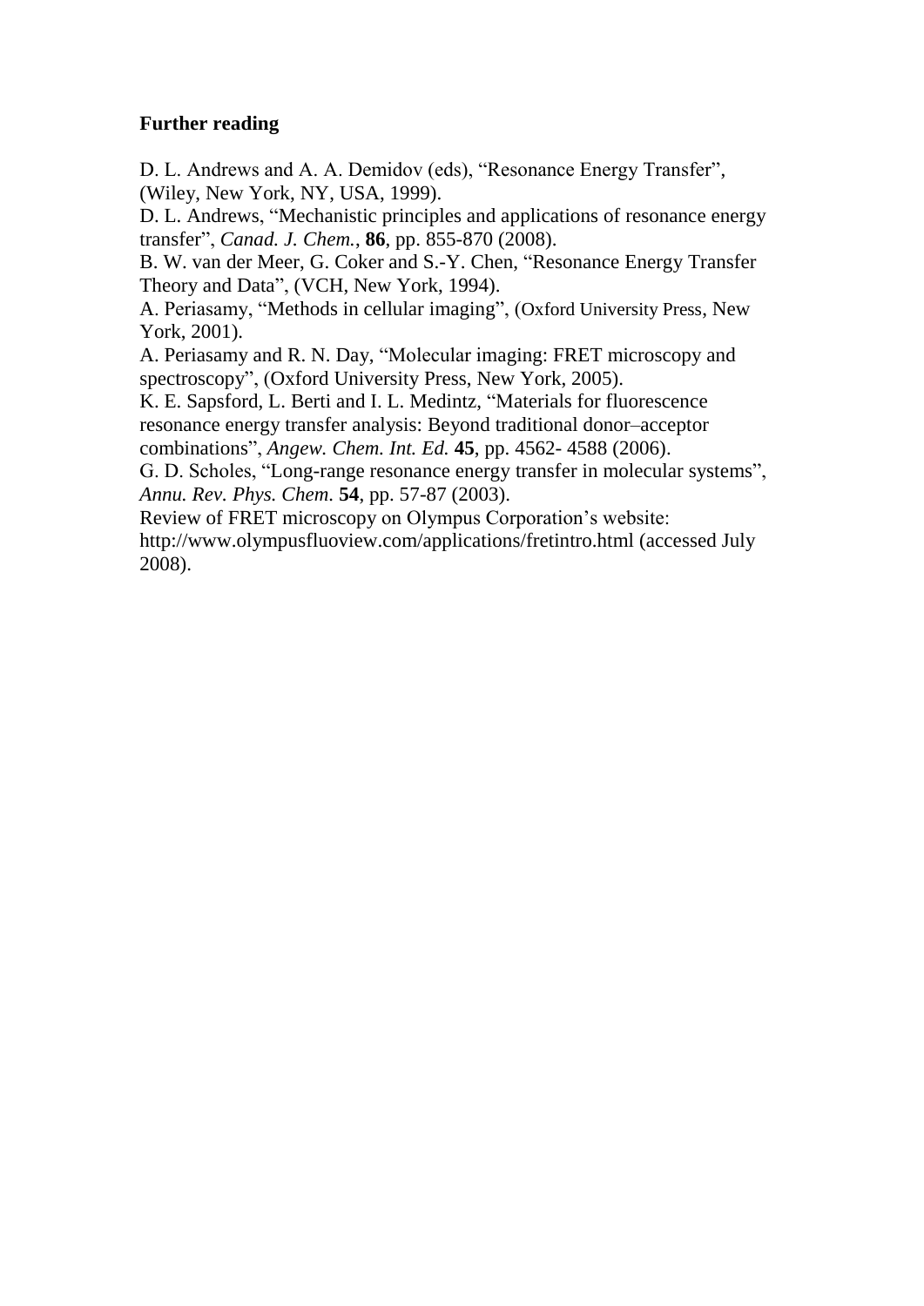**Further reading**

D. L. Andrews and A. A. Demidov (eds), "Resonance Energy Transfer", (Wiley, New York, NY, USA, 1999).

D. L. Andrews, "Mechanistic principles and applications of resonance energy transfer", *Canad. J. Chem.*, **86**, pp. 855-870 (2008).

B. W. van der Meer, G. Coker and S.-Y. Chen, "Resonance Energy Transfer Theory and Data", (VCH, New York, 1994).

A. Periasamy, "Methods in cellular imaging", (Oxford University Press, New York, 2001).

A. Periasamy and R. N. Day, "Molecular imaging: FRET microscopy and spectroscopy", (Oxford University Press, New York, 2005).

K. E. Sapsford, L. Berti and I. L. Medintz, "Materials for fluorescence resonance energy transfer analysis: Beyond traditional donor–acceptor combinations", *Angew. Chem. Int. Ed.* **45**, pp. 4562- 4588 (2006).

G. D. Scholes, "Long-range resonance energy transfer in molecular systems", *Annu. Rev. Phys. Chem.* **54**, pp. 57-87 (2003).

Review of FRET microscopy on Olympus Corporation's website: http://www.olympusfluoview.com/applications/fretintro.html (accessed July 2008).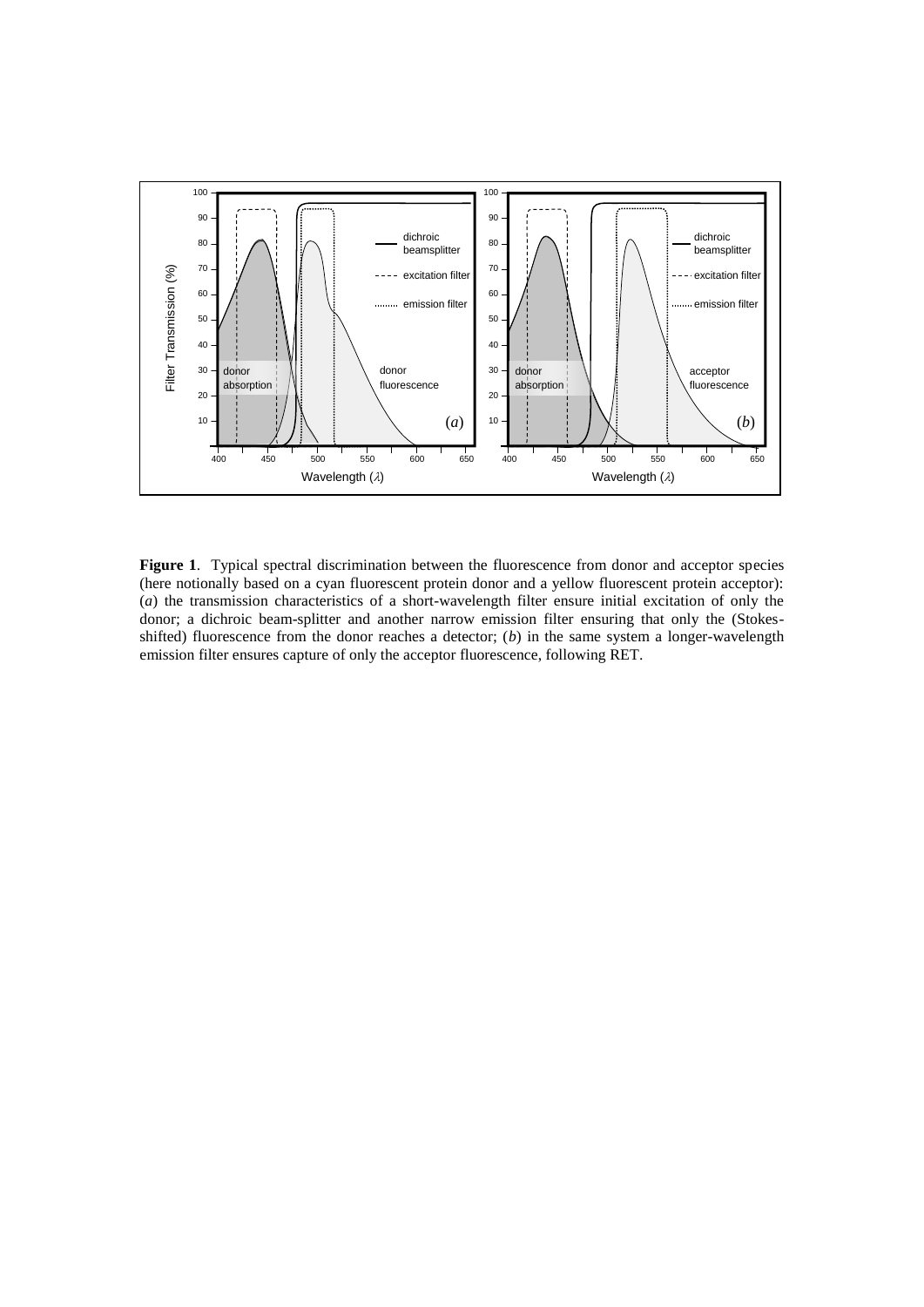**Figure 1**. Typical spectral discrimination between the fluorescence from donor and acceptor species (here notionally based on a cyan fluorescent protein donor and a yellow fluorescent protein acceptor): (*a*) the transmission characteristics of a short-wavelength filter ensure initial excitation of only the donor; a dichroic beam-splitter and another narrow emission filter ensuring that only the (Stokes-shifted) fluorescence from the donor reaches a detector; (*b*) in the same system a longer-wavelength emission filter ensures capture of only the acceptor fluorescence, following RET.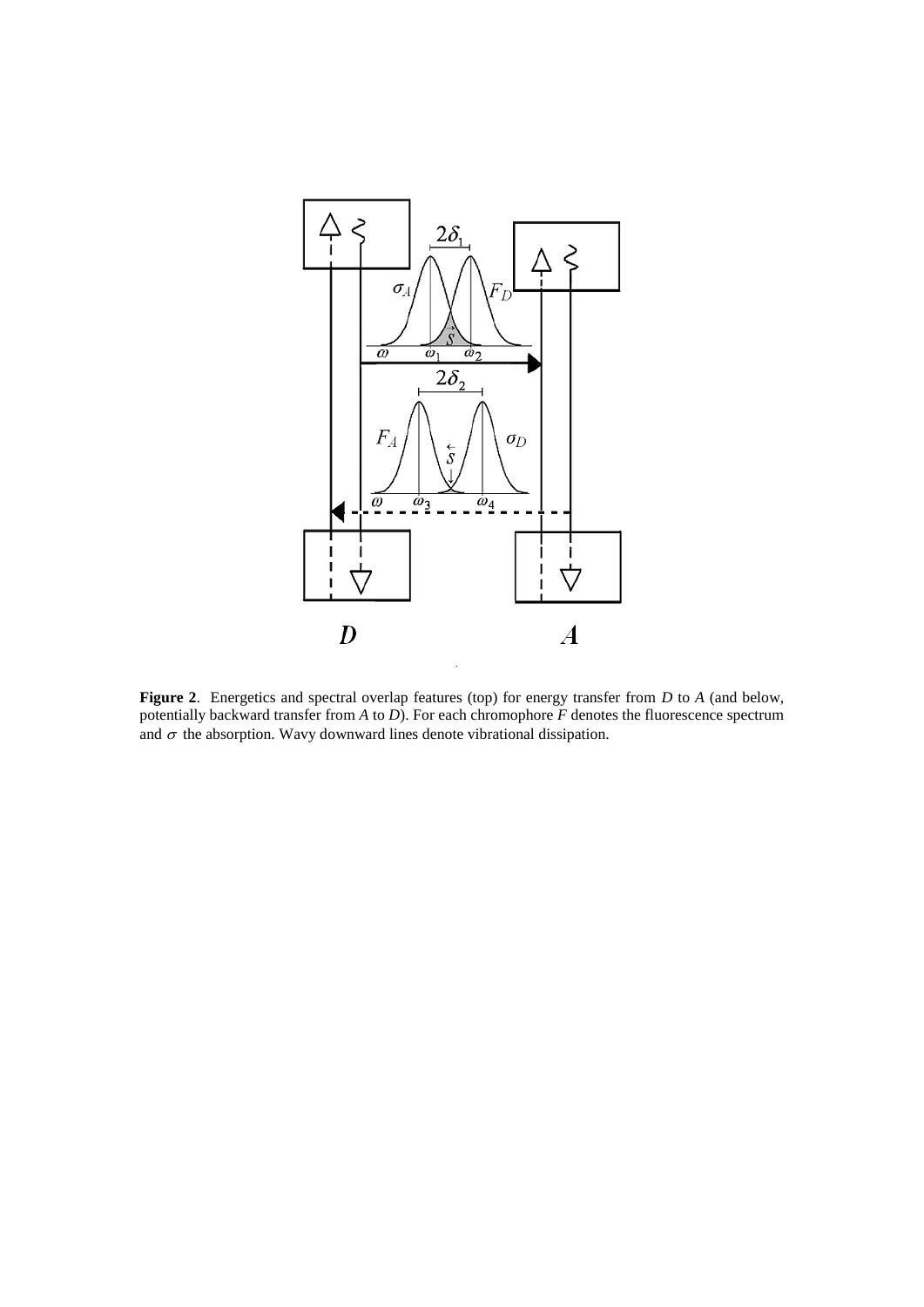**Figure 2**. Energetics and spectral overlap features (top) for energy transfer from *D* to *A* (and below, potentially backward transfer from *A* to *D*). For each chromophore *F* denotes the fluorescence spectrum and $\sigma$ the absorption. Wavy downward lines denote vibrational dissipation.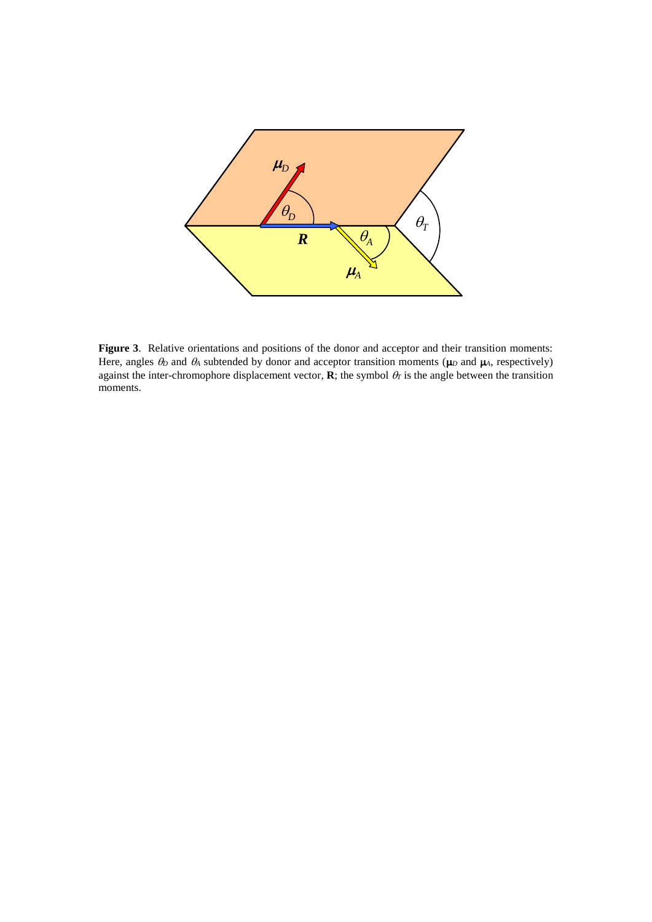**Figure 3**. Relative orientations and positions of the donor and acceptor and their transition moments: Here, angles $\theta_D$ and $\theta_A$ subtended by donor and acceptor transition moments ($\boldsymbol{\mu}_D$ and $\boldsymbol{\mu}_A$, respectively) against the inter-chromophore displacement vector, **R**; the symbol $\theta_T$ is the angle between the transition moments.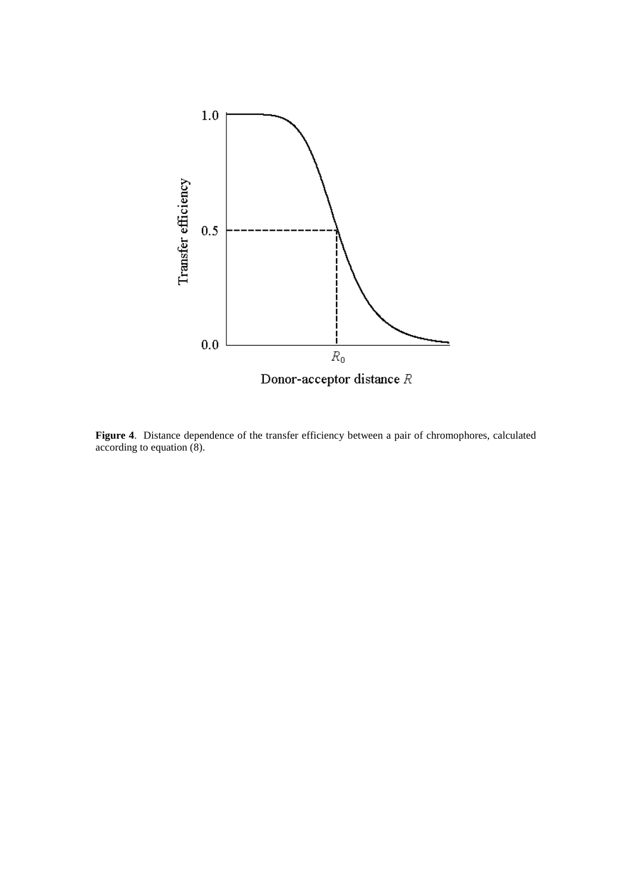**Figure 4**. Distance dependence of the transfer efficiency between a pair of chromophores, calculated according to equation (8).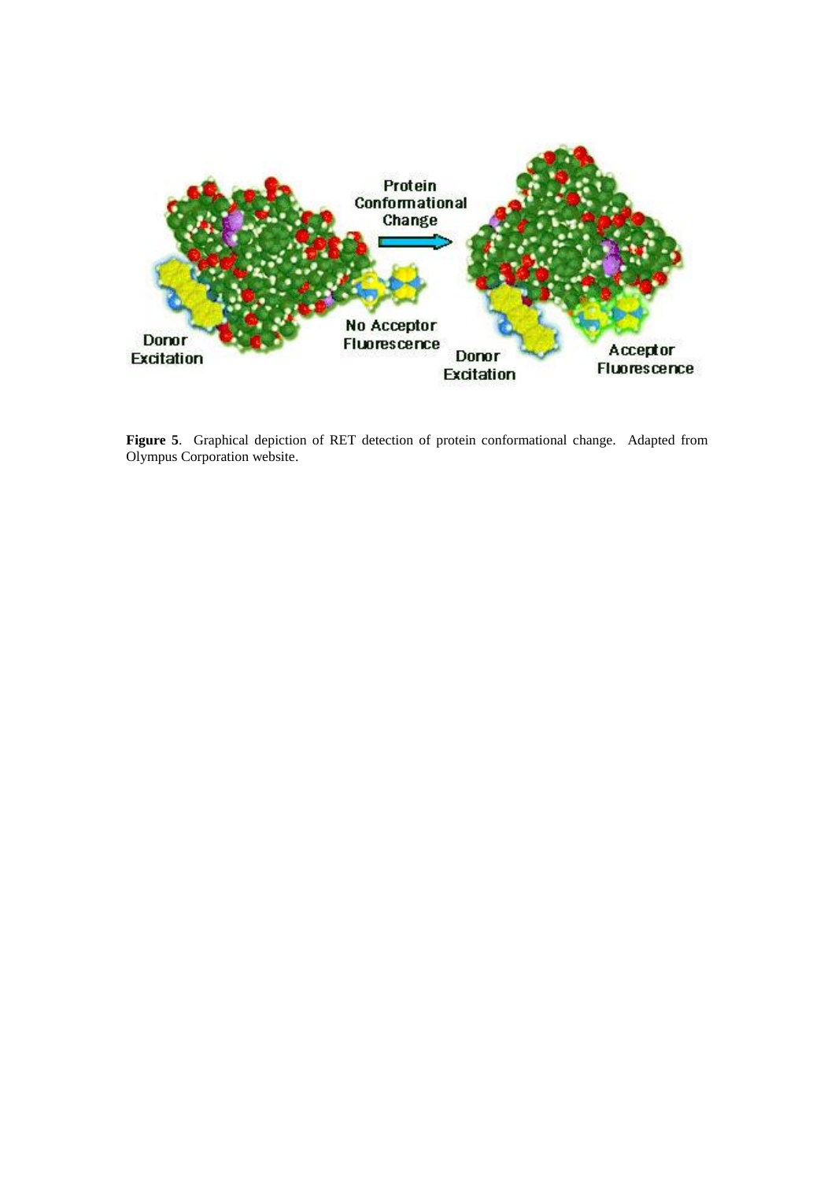**Figure 5**. Graphical depiction of RET detection of protein conformational change. Adapted from Olympus Corporation website.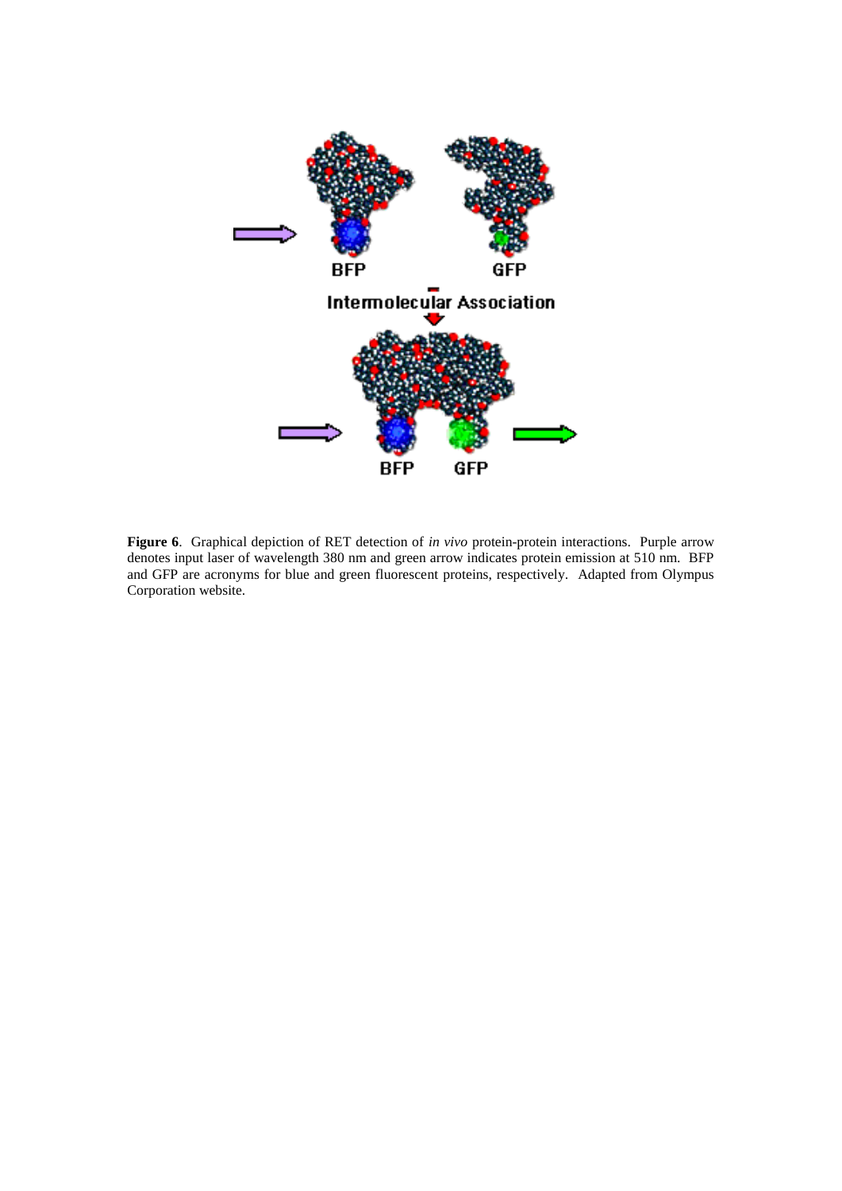**Figure 6**. Graphical depiction of RET detection of *in vivo* protein-protein interactions. Purple arrow denotes input laser of wavelength 380 nm and green arrow indicates protein emission at 510 nm. BFP and GFP are acronyms for blue and green fluorescent proteins, respectively. Adapted from Olympus Corporation website.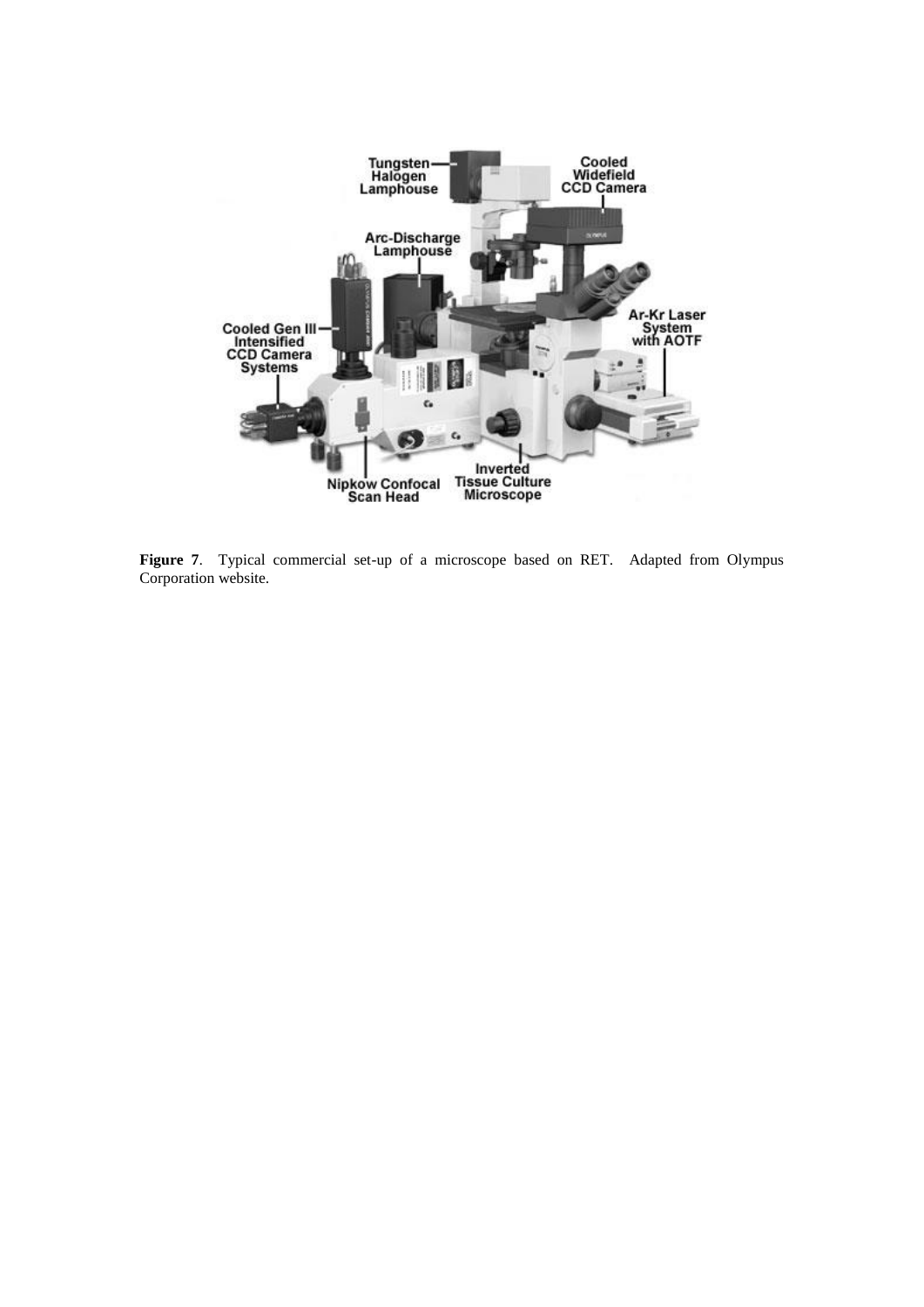**Figure 7**. Typical commercial set-up of a microscope based on RET. Adapted from Olympus Corporation website.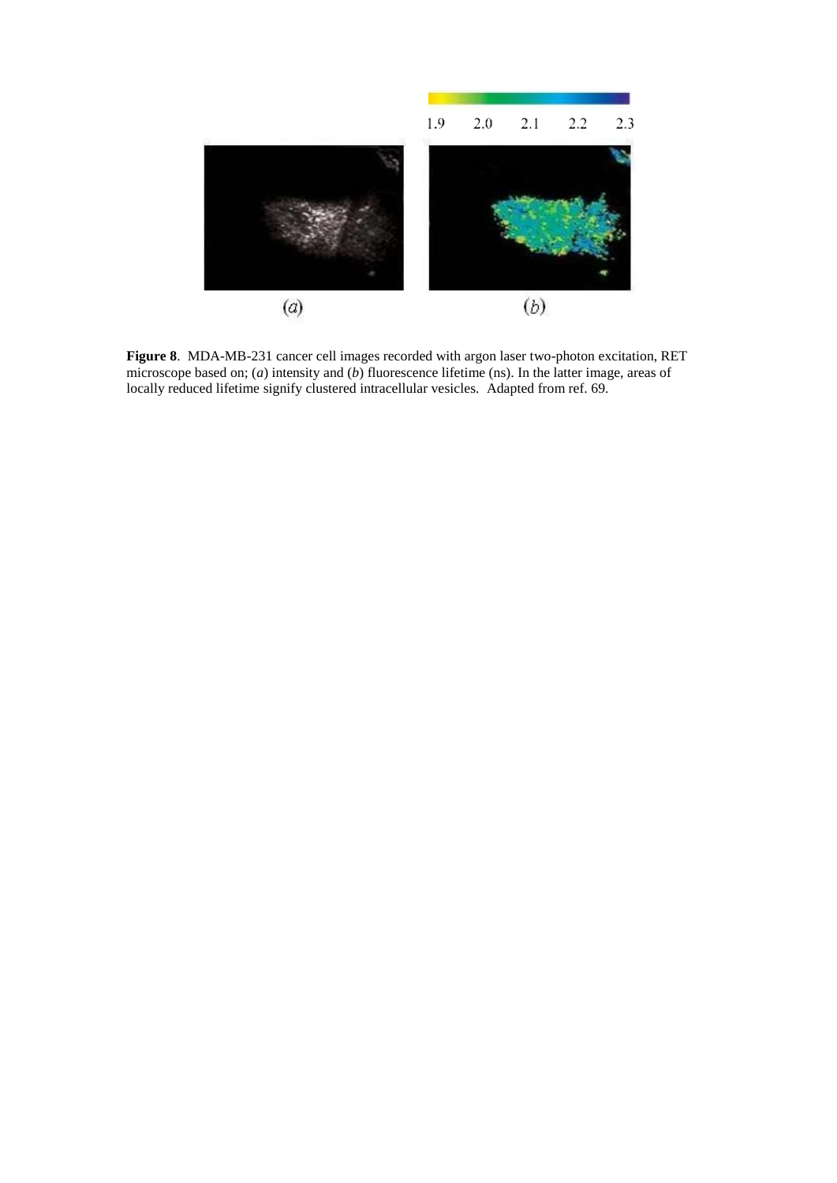**Figure 8**. MDA-MB-231 cancer cell images recorded with argon laser two-photon excitation, RET microscope based on; (*a*) intensity and (*b*) fluorescence lifetime (ns). In the latter image, areas of locally reduced lifetime signify clustered intracellular vesicles. Adapted from ref. 69.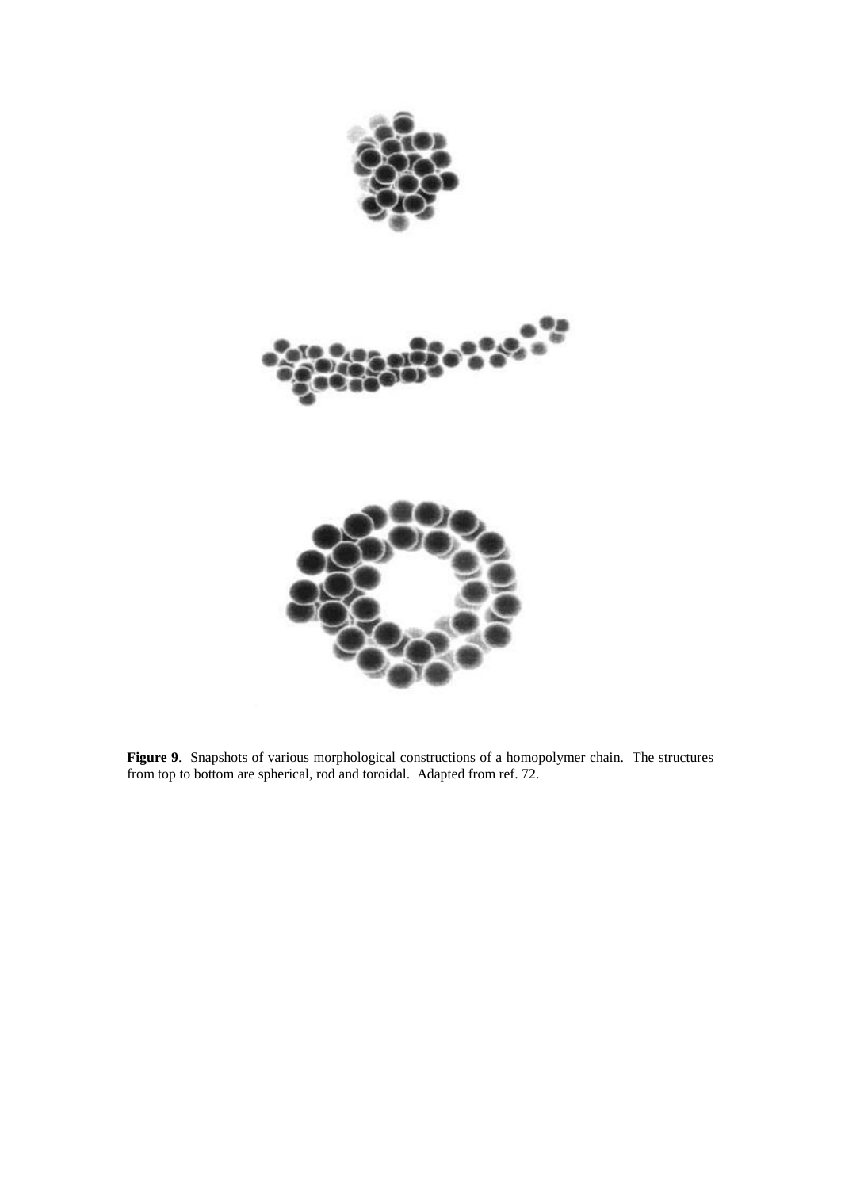**Figure 9**. Snapshots of various morphological constructions of a homopolymer chain. The structures from top to bottom are spherical, rod and toroidal. Adapted from ref. 72.